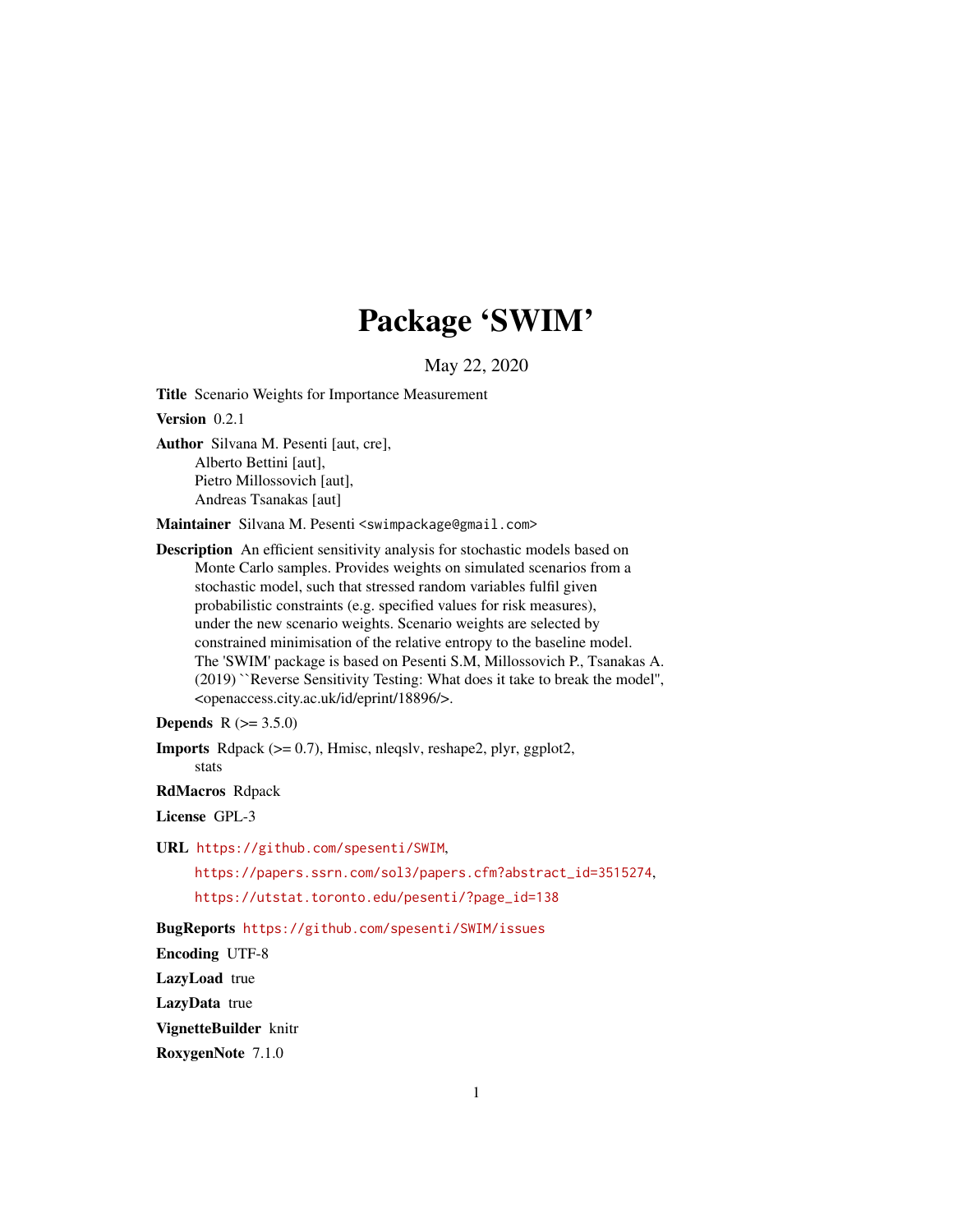# Package 'SWIM'

May 22, 2020

**Title** Scenario Weights for Importance Measurement

**Version** 0.2.1

**Author** Silvana M. Pesenti [aut, cre],
Alberto Bettini [aut],
Pietro Millossovich [aut],
Andreas Tsanakas [aut]

**Maintainer** Silvana M. Pesenti <swimpackage@gmail.com>

**Description** An efficient sensitivity analysis for stochastic models based on Monte Carlo samples. Provides weights on simulated scenarios from a stochastic model, such that stressed random variables fulfil given probabilistic constraints (e.g. specified values for risk measures), under the new scenario weights. Scenario weights are selected by constrained minimisation of the relative entropy to the baseline model. The 'SWIM' package is based on Pesenti S.M, Millossovich P., Tsanakas A. (2019) ``Reverse Sensitivity Testing: What does it take to break the model'', <openaccess.city.ac.uk/id/eprint/18896/>.

**Depends** R (>= 3.5.0)

**Imports** Rdpack (>= 0.7), Hmisc, nleqslv, reshape2, plyr, ggplot2, stats

**RdMacros** Rdpack

**License** GPL-3

**URL** https://github.com/spesenti/SWIM,
https://papers.ssrn.com/sol3/papers.cfm?abstract_id=3515274,
https://utstat.toronto.edu/pesenti/?page_id=138

**BugReports** https://github.com/spesenti/SWIM/issues

**Encoding** UTF-8

**LazyLoad** true

**LazyData** true

**VignetteBuilder** knitr

**RoxygenNote** 7.1.0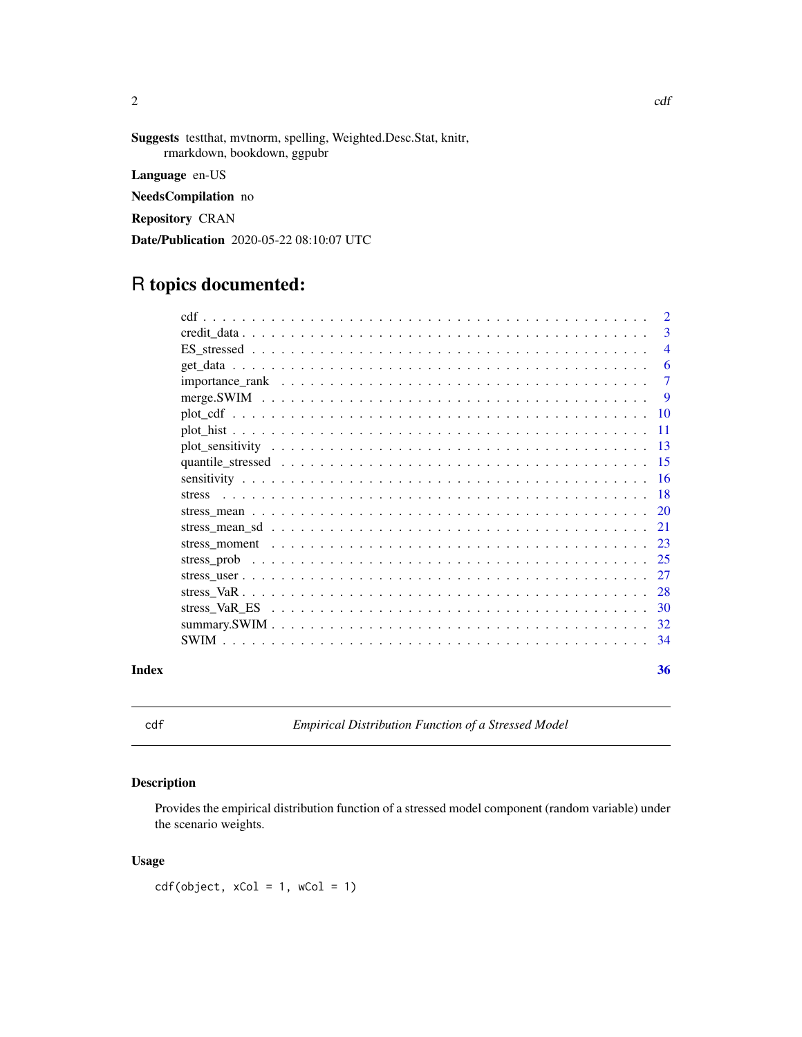**Suggests** testthat, mvtnorm, spelling, Weighted.Desc.Stat, knitr, rmarkdown, bookdown, ggpubr

**Language** en-US

**NeedsCompilation** no

**Repository** CRAN

**Date/Publication** 2020-05-22 08:10:07 UTC

# R topics documented:

| | |
|---|---|
| cdf | 2 |
| credit_data | 3 |
| ES_stressed | 4 |
| get_data | 6 |
| importance_rank | 7 |
| merge.SWIM | 9 |
| plot_cdf | 10 |
| plot_hist | 11 |
| plot_sensitivity | 13 |
| quantile_stressed | 15 |
| sensitivity | 16 |
| stress | 18 |
| stress_mean | 20 |
| stress_mean_sd | 21 |
| stress_moment | 23 |
| stress_prob | 25 |
| stress_user | 27 |
| stress_VaR | 28 |
| stress_VaR_ES | 30 |
| summary.SWIM | 32 |
| SWIM | 34 |
| **Index** | **36** |

---

`cdf` *Empirical Distribution Function of a Stressed Model*

---

## Description

Provides the empirical distribution function of a stressed model component (random variable) under the scenario weights.

## Usage

```
cdf(object, xCol = 1, wCol = 1)
```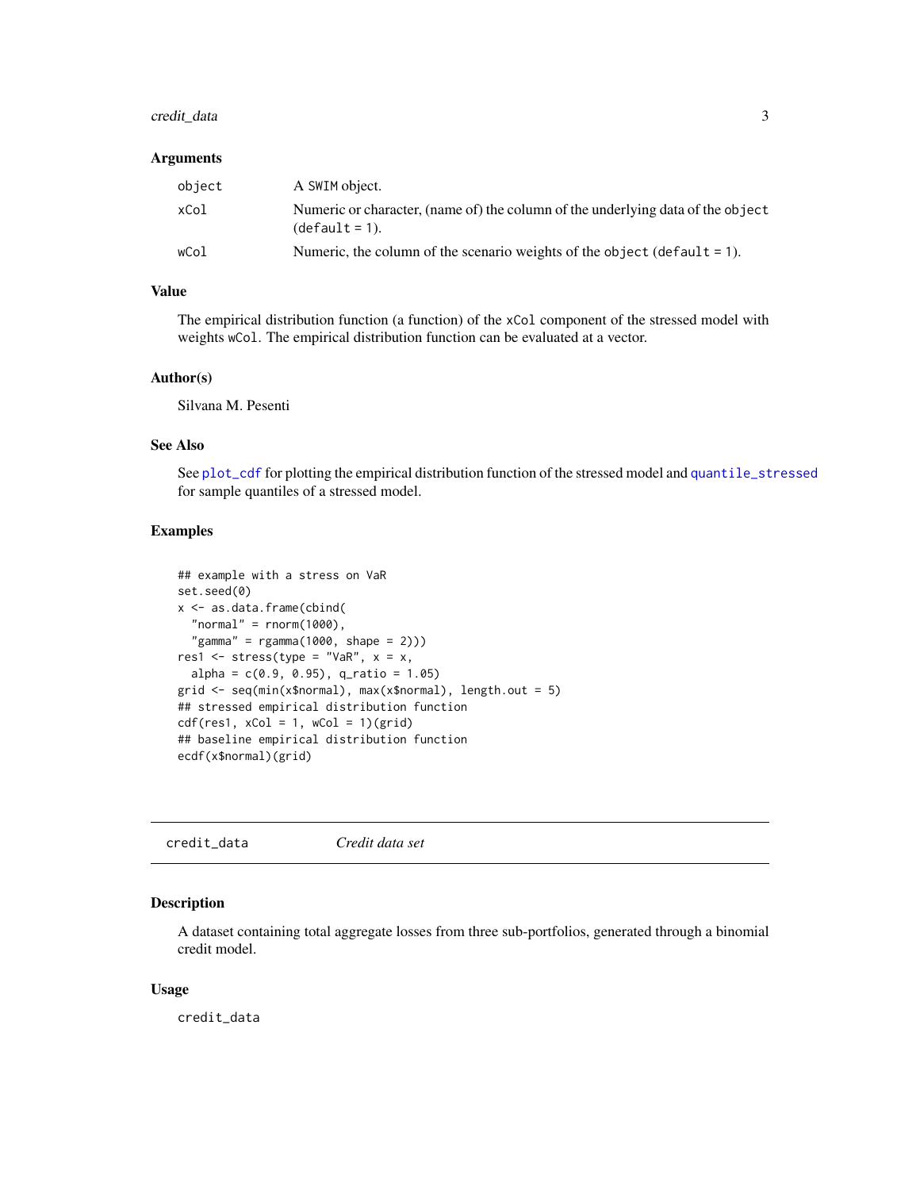### Arguments

| | |
|---|---|
| `object` | A `SWIM` object. |
| `xCol` | Numeric or character, (name of) the column of the underlying data of the `object` (`default = 1`). |
| `wCol` | Numeric, the column of the scenario weights of the `object` (`default = 1`). |

### Value

The empirical distribution function (a function) of the `xCol` component of the stressed model with weights `wCol`. The empirical distribution function can be evaluated at a vector.

### Author(s)

Silvana M. Pesenti

### See Also

See `plot_cdf` for plotting the empirical distribution function of the stressed model and `quantile_stressed` for sample quantiles of a stressed model.

### Examples

```
## example with a stress on VaR
set.seed(0)
x <- as.data.frame(cbind(
  "normal" = rnorm(1000),
  "gamma" = rgamma(1000, shape = 2)))
res1 <- stress(type = "VaR", x = x,
  alpha = c(0.9, 0.95), q_ratio = 1.05)
grid <- seq(min(x$normal), max(x$normal), length.out = 5)
## stressed empirical distribution function
cdf(res1, xCol = 1, wCol = 1)(grid)
## baseline empirical distribution function
ecdf(x$normal)(grid)
```

---

## credit_data    *Credit data set*

---

### Description

A dataset containing total aggregate losses from three sub-portfolios, generated through a binomial credit model.

### Usage

```
credit_data
```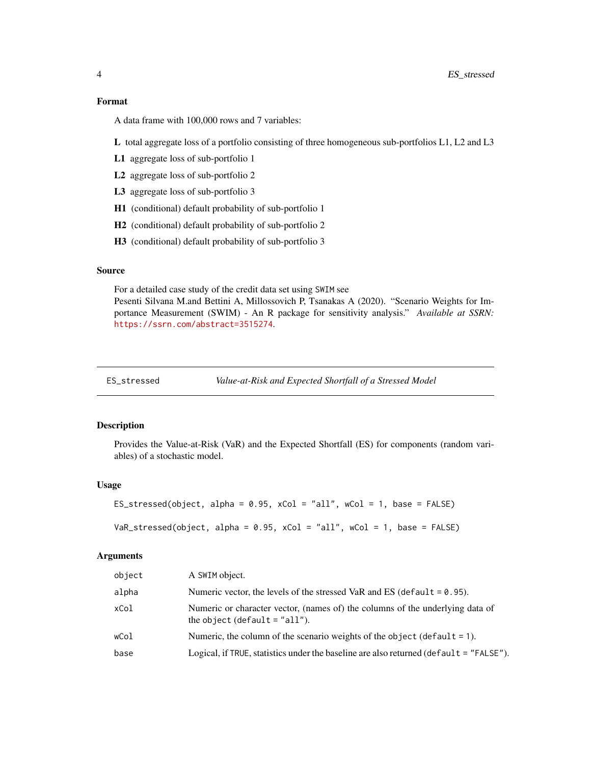### Format

A data frame with 100,000 rows and 7 variables:

**L** total aggregate loss of a portfolio consisting of three homogeneous sub-portfolios L1, L2 and L3

**L1** aggregate loss of sub-portfolio 1

**L2** aggregate loss of sub-portfolio 2

**L3** aggregate loss of sub-portfolio 3

**H1** (conditional) default probability of sub-portfolio 1

**H2** (conditional) default probability of sub-portfolio 2

**H3** (conditional) default probability of sub-portfolio 3

### Source

For a detailed case study of the credit data set using `SWIM` see
Pesenti Silvana M.and Bettini A, Millossovich P, Tsanakas A (2020). "Scenario Weights for Importance Measurement (SWIM) - An R package for sensitivity analysis." *Available at SSRN:* https://ssrn.com/abstract=3515274.

---

## ES_stressed — *Value-at-Risk and Expected Shortfall of a Stressed Model*

### Description

Provides the Value-at-Risk (VaR) and the Expected Shortfall (ES) for components (random variables) of a stochastic model.

### Usage

```
ES_stressed(object, alpha = 0.95, xCol = "all", wCol = 1, base = FALSE)

VaR_stressed(object, alpha = 0.95, xCol = "all", wCol = 1, base = FALSE)
```

### Arguments

| | |
|---|---|
| `object` | A `SWIM` object. |
| `alpha` | Numeric vector, the levels of the stressed VaR and ES (`default = 0.95`). |
| `xCol` | Numeric or character vector, (names of) the columns of the underlying data of the `object` (`default = "all"`). |
| `wCol` | Numeric, the column of the scenario weights of the `object` (`default = 1`). |
| `base` | Logical, if `TRUE`, statistics under the baseline are also returned (`default = "FALSE"`). |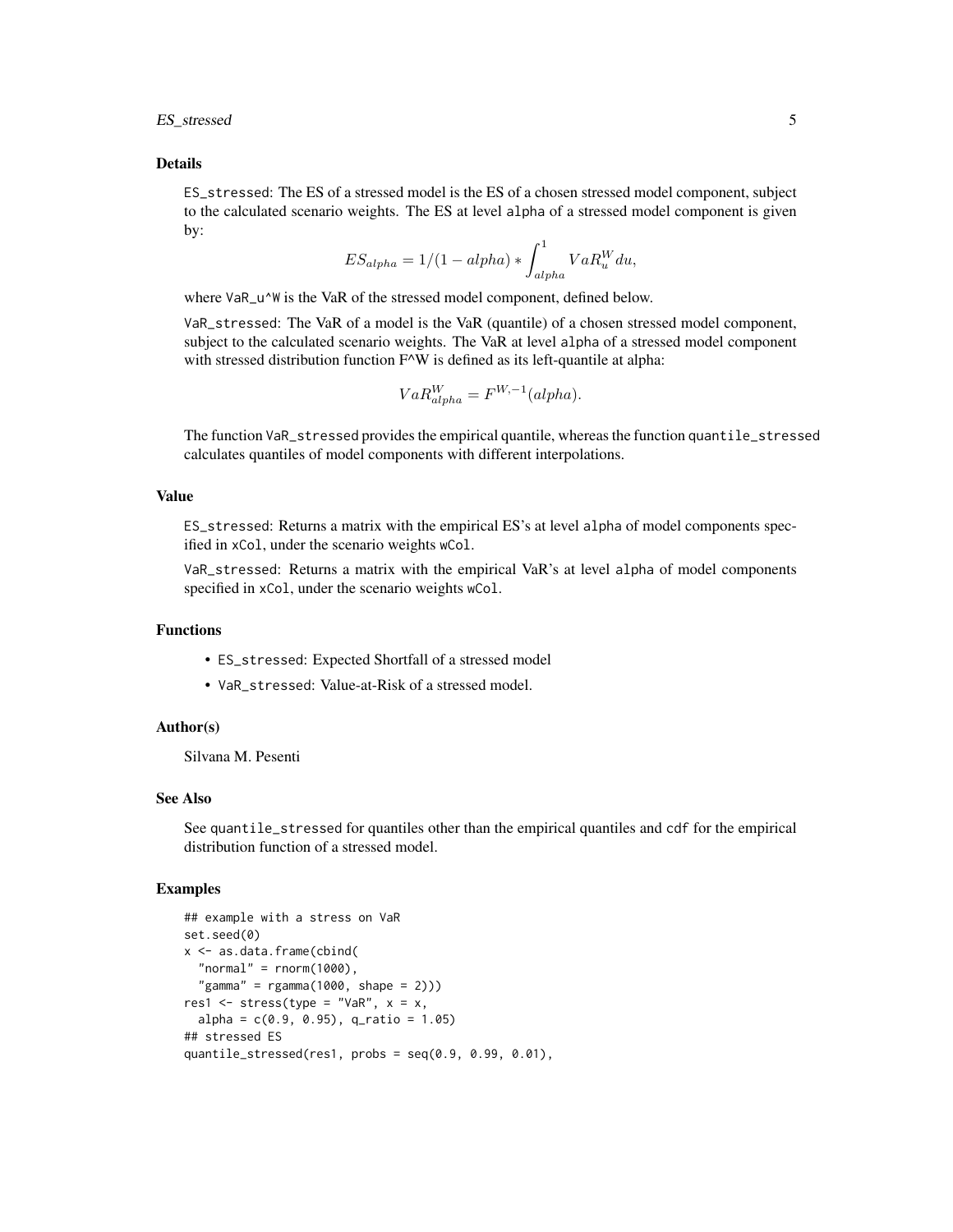## Details

`ES_stressed`: The ES of a stressed model is the ES of a chosen stressed model component, subject to the calculated scenario weights. The ES at level `alpha` of a stressed model component is given by:

$$ES_{alpha} = 1/(1 - alpha) * \int_{alpha}^{1} VaR_u^W du,$$

where `VaR_u^W` is the VaR of the stressed model component, defined below.

`VaR_stressed`: The VaR of a model is the VaR (quantile) of a chosen stressed model component, subject to the calculated scenario weights. The VaR at level `alpha` of a stressed model component with stressed distribution function F^W is defined as its left-quantile at alpha:

$$VaR_{alpha}^W = F^{W,-1}(alpha).$$

The function `VaR_stressed` provides the empirical quantile, whereas the function `quantile_stressed` calculates quantiles of model components with different interpolations.

## Value

`ES_stressed`: Returns a matrix with the empirical ES's at level `alpha` of model components specified in `xCol`, under the scenario weights `wCol`.

`VaR_stressed`: Returns a matrix with the empirical VaR's at level `alpha` of model components specified in `xCol`, under the scenario weights `wCol`.

## Functions

- `ES_stressed`: Expected Shortfall of a stressed model
- `VaR_stressed`: Value-at-Risk of a stressed model.

## Author(s)

Silvana M. Pesenti

## See Also

See `quantile_stressed` for quantiles other than the empirical quantiles and `cdf` for the empirical distribution function of a stressed model.

## Examples

```
## example with a stress on VaR
set.seed(0)
x <- as.data.frame(cbind(
  "normal" = rnorm(1000),
  "gamma" = rgamma(1000, shape = 2)))
res1 <- stress(type = "VaR", x = x,
  alpha = c(0.9, 0.95), q_ratio = 1.05)
## stressed ES
quantile_stressed(res1, probs = seq(0.9, 0.99, 0.01),
```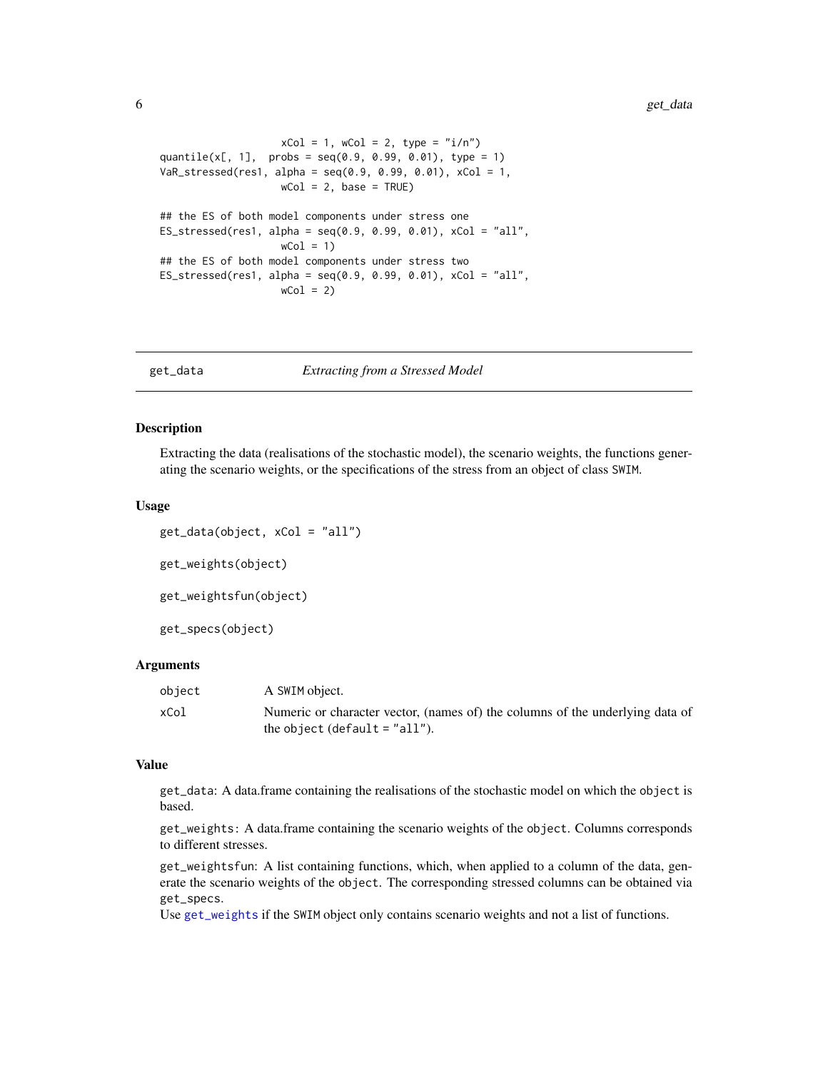```
                    xCol = 1, wCol = 2, type = "i/n")
quantile(x[, 1],  probs = seq(0.9, 0.99, 0.01), type = 1)
VaR_stressed(res1, alpha = seq(0.9, 0.99, 0.01), xCol = 1,
                    wCol = 2, base = TRUE)

## the ES of both model components under stress one
ES_stressed(res1, alpha = seq(0.9, 0.99, 0.01), xCol = "all",
                    wCol = 1)
## the ES of both model components under stress two
ES_stressed(res1, alpha = seq(0.9, 0.99, 0.01), xCol = "all",
                    wCol = 2)
```

---

## get_data — *Extracting from a Stressed Model*

### Description

Extracting the data (realisations of the stochastic model), the scenario weights, the functions generating the scenario weights, or the specifications of the stress from an object of class `SWIM`.

### Usage

```
get_data(object, xCol = "all")

get_weights(object)

get_weightsfun(object)

get_specs(object)
```

### Arguments

| | |
|---|---|
| `object` | A `SWIM` object. |
| `xCol` | Numeric or character vector, (names of) the columns of the underlying data of the `object` (default = `"all"`). |

### Value

`get_data`: A data.frame containing the realisations of the stochastic model on which the `object` is based.

`get_weights`: A data.frame containing the scenario weights of the `object`. Columns corresponds to different stresses.

`get_weightsfun`: A list containing functions, which, when applied to a column of the data, generate the scenario weights of the `object`. The corresponding stressed columns can be obtained via `get_specs`.
Use `get_weights` if the `SWIM` object only contains scenario weights and not a list of functions.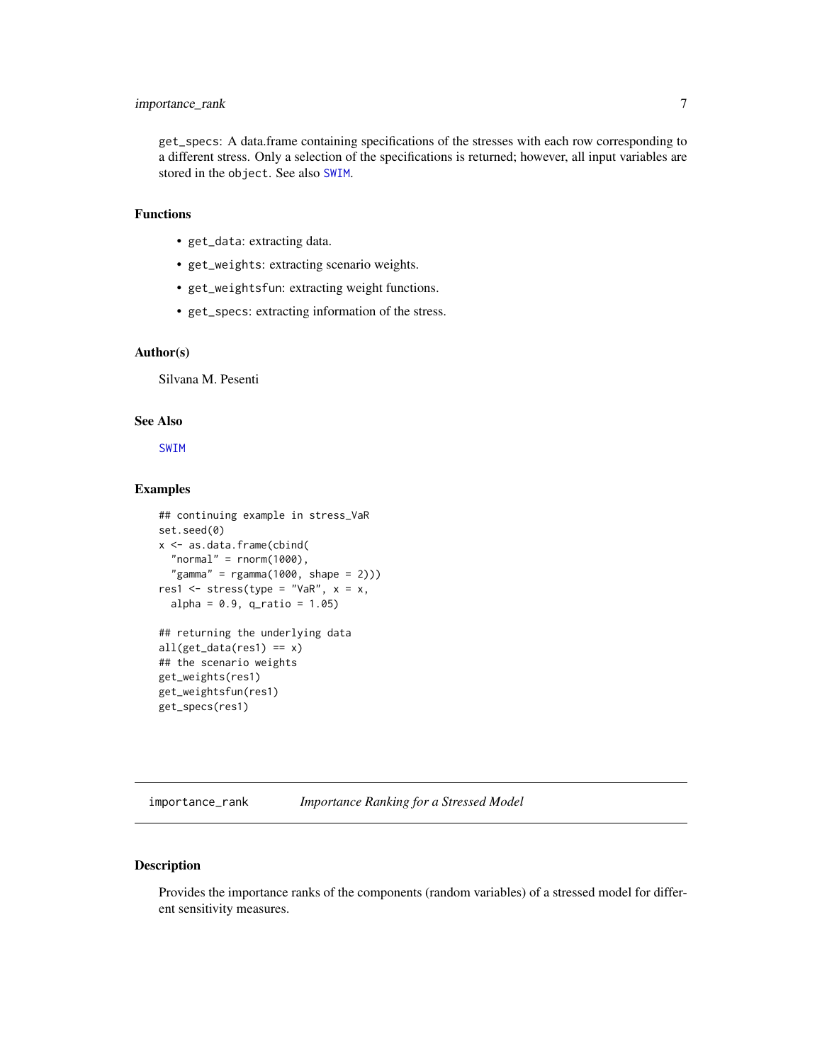get_specs: A data.frame containing specifications of the stresses with each row corresponding to a different stress. Only a selection of the specifications is returned; however, all input variables are stored in the object. See also SWIM.

### Functions

- get_data: extracting data.
- get_weights: extracting scenario weights.
- get_weightsfun: extracting weight functions.
- get_specs: extracting information of the stress.

### Author(s)

Silvana M. Pesenti

### See Also

SWIM

### Examples

```
## continuing example in stress_VaR
set.seed(0)
x <- as.data.frame(cbind(
  "normal" = rnorm(1000),
  "gamma" = rgamma(1000, shape = 2)))
res1 <- stress(type = "VaR", x = x,
  alpha = 0.9, q_ratio = 1.05)

## returning the underlying data
all(get_data(res1) == x)
## the scenario weights
get_weights(res1)
get_weightsfun(res1)
get_specs(res1)
```

---

## importance_rank    *Importance Ranking for a Stressed Model*

---

### Description

Provides the importance ranks of the components (random variables) of a stressed model for different sensitivity measures.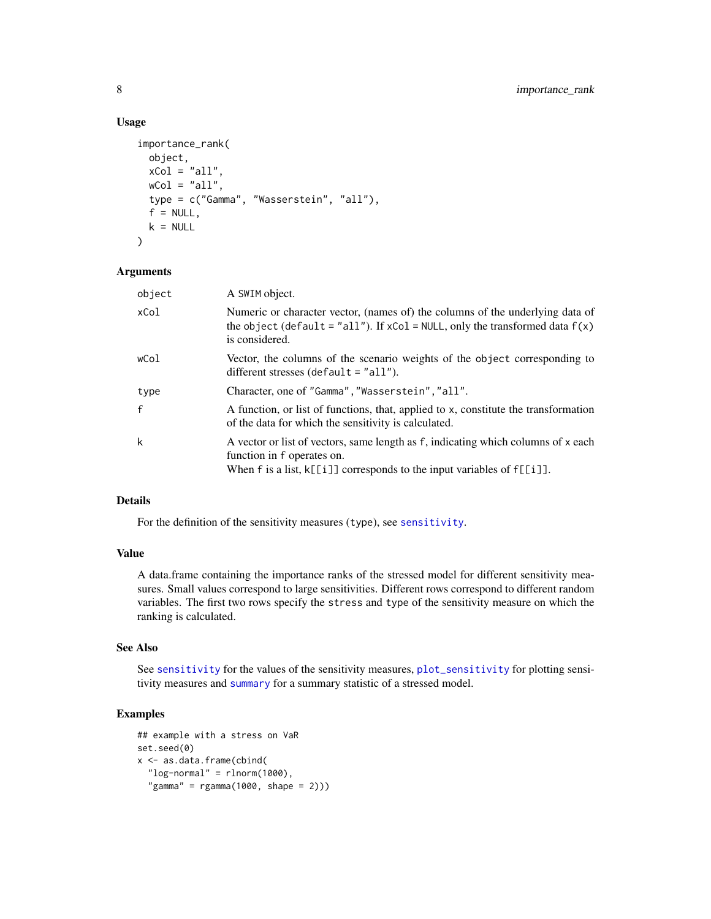## Usage

```
importance_rank(
  object,
  xCol = "all",
  wCol = "all",
  type = c("Gamma", "Wasserstein", "all"),
  f = NULL,
  k = NULL
)
```

## Arguments

| Argument | Description |
| --- | --- |
| object | A SWIM object. |
| xCol | Numeric or character vector, (names of) the columns of the underlying data of the object (default = "all"). If xCol = NULL, only the transformed data f(x) is considered. |
| wCol | Vector, the columns of the scenario weights of the object corresponding to different stresses (default = "all"). |
| type | Character, one of "Gamma", "Wasserstein", "all". |
| f | A function, or list of functions, that, applied to x, constitute the transformation of the data for which the sensitivity is calculated. |
| k | A vector or list of vectors, same length as f, indicating which columns of x each function in f operates on. When f is a list, k[[i]] corresponds to the input variables of f[[i]]. |

## Details

For the definition of the sensitivity measures (type), see sensitivity.

## Value

A data.frame containing the importance ranks of the stressed model for different sensitivity measures. Small values correspond to large sensitivities. Different rows correspond to different random variables. The first two rows specify the stress and type of the sensitivity measure on which the ranking is calculated.

## See Also

See sensitivity for the values of the sensitivity measures, plot_sensitivity for plotting sensitivity measures and summary for a summary statistic of a stressed model.

## Examples

```
## example with a stress on VaR
set.seed(0)
x <- as.data.frame(cbind(
  "log-normal" = rlnorm(1000),
  "gamma" = rgamma(1000, shape = 2)))
```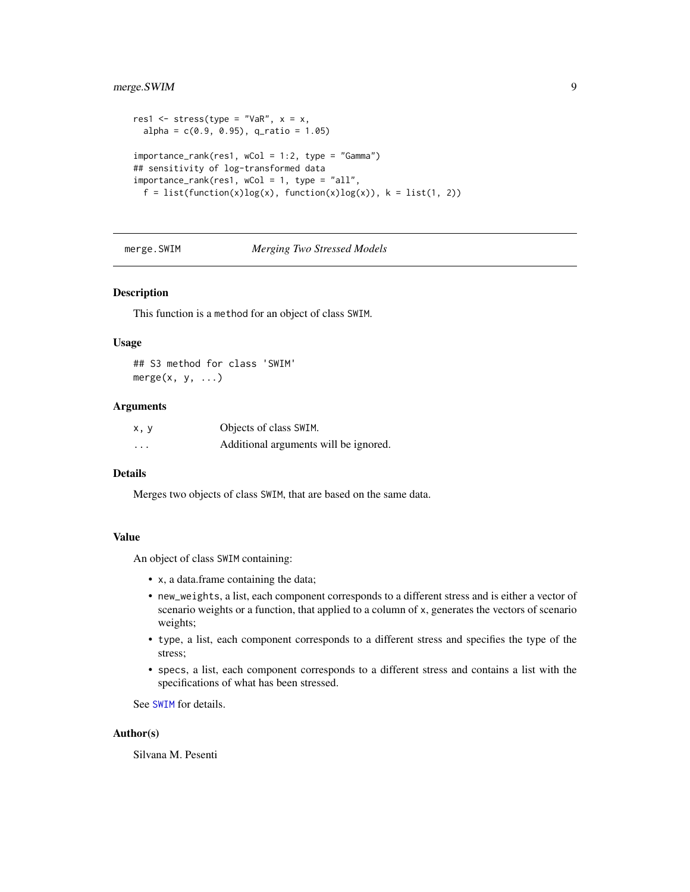```
res1 <- stress(type = "VaR", x = x,
  alpha = c(0.9, 0.95), q_ratio = 1.05)

importance_rank(res1, wCol = 1:2, type = "Gamma")
## sensitivity of log-transformed data
importance_rank(res1, wCol = 1, type = "all",
  f = list(function(x)log(x), function(x)log(x)), k = list(1, 2))
```

---

## merge.SWIM — *Merging Two Stressed Models*

---

### Description

This function is a method for an object of class SWIM.

### Usage

```
## S3 method for class 'SWIM'
merge(x, y, ...)
```

### Arguments

| | |
|---|---|
| x, y | Objects of class SWIM. |
| ... | Additional arguments will be ignored. |

### Details

Merges two objects of class SWIM, that are based on the same data.

### Value

An object of class SWIM containing:

- x, a data.frame containing the data;
- new_weights, a list, each component corresponds to a different stress and is either a vector of scenario weights or a function, that applied to a column of x, generates the vectors of scenario weights;
- type, a list, each component corresponds to a different stress and specifies the type of the stress;
- specs, a list, each component corresponds to a different stress and contains a list with the specifications of what has been stressed.

See SWIM for details.

### Author(s)

Silvana M. Pesenti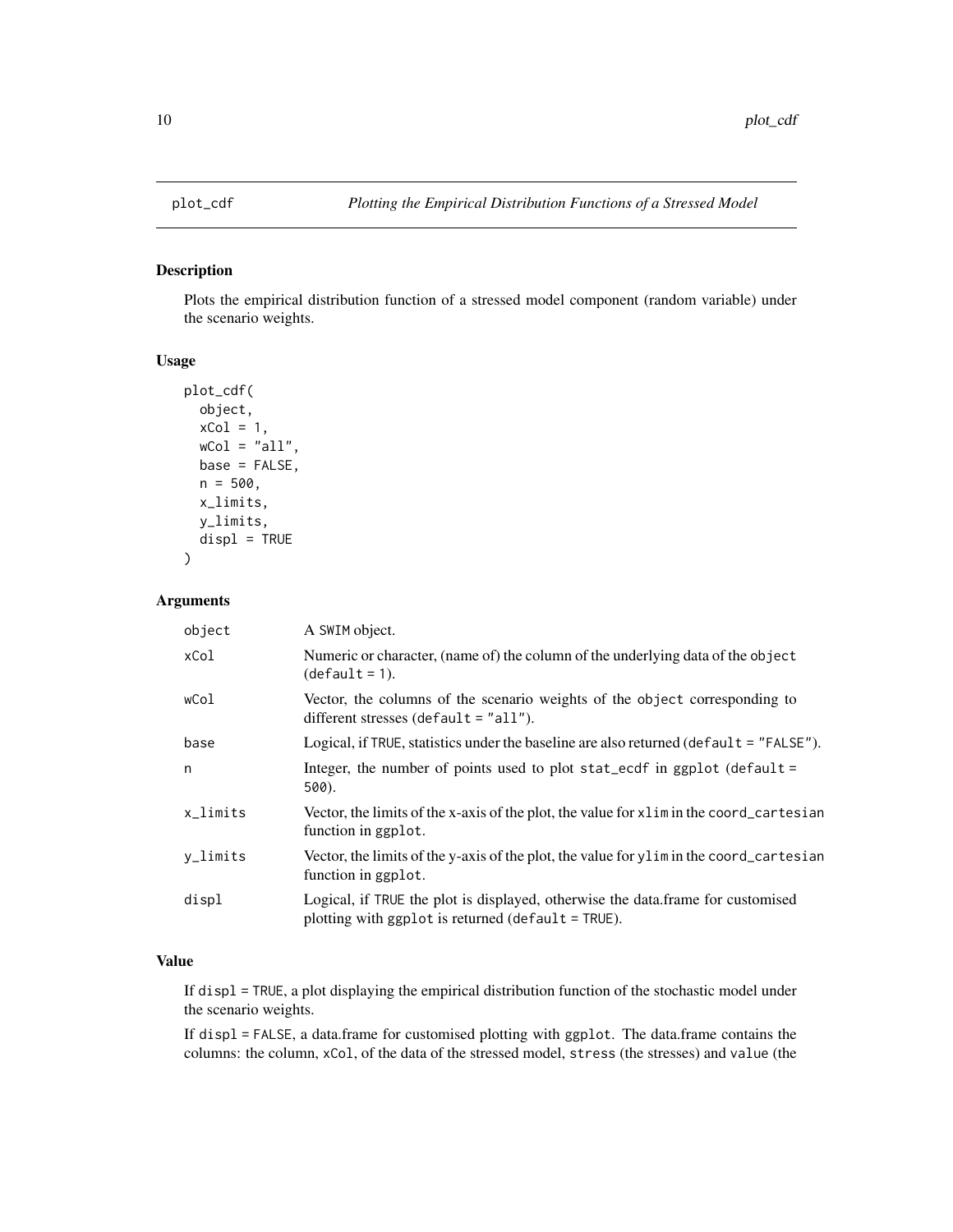## plot_cdf — *Plotting the Empirical Distribution Functions of a Stressed Model*

### Description

Plots the empirical distribution function of a stressed model component (random variable) under the scenario weights.

### Usage

```
plot_cdf(
  object,
  xCol = 1,
  wCol = "all",
  base = FALSE,
  n = 500,
  x_limits,
  y_limits,
  displ = TRUE
)
```

### Arguments

| | |
|---|---|
| object | A SWIM object. |
| xCol | Numeric or character, (name of) the column of the underlying data of the object (default = 1). |
| wCol | Vector, the columns of the scenario weights of the object corresponding to different stresses (default = "all"). |
| base | Logical, if TRUE, statistics under the baseline are also returned (default = "FALSE"). |
| n | Integer, the number of points used to plot stat_ecdf in ggplot (default = 500). |
| x_limits | Vector, the limits of the x-axis of the plot, the value for xlim in the coord_cartesian function in ggplot. |
| y_limits | Vector, the limits of the y-axis of the plot, the value for ylim in the coord_cartesian function in ggplot. |
| displ | Logical, if TRUE the plot is displayed, otherwise the data.frame for customised plotting with ggplot is returned (default = TRUE). |

### Value

If displ = TRUE, a plot displaying the empirical distribution function of the stochastic model under the scenario weights.

If displ = FALSE, a data.frame for customised plotting with ggplot. The data.frame contains the columns: the column, xCol, of the data of the stressed model, stress (the stresses) and value (the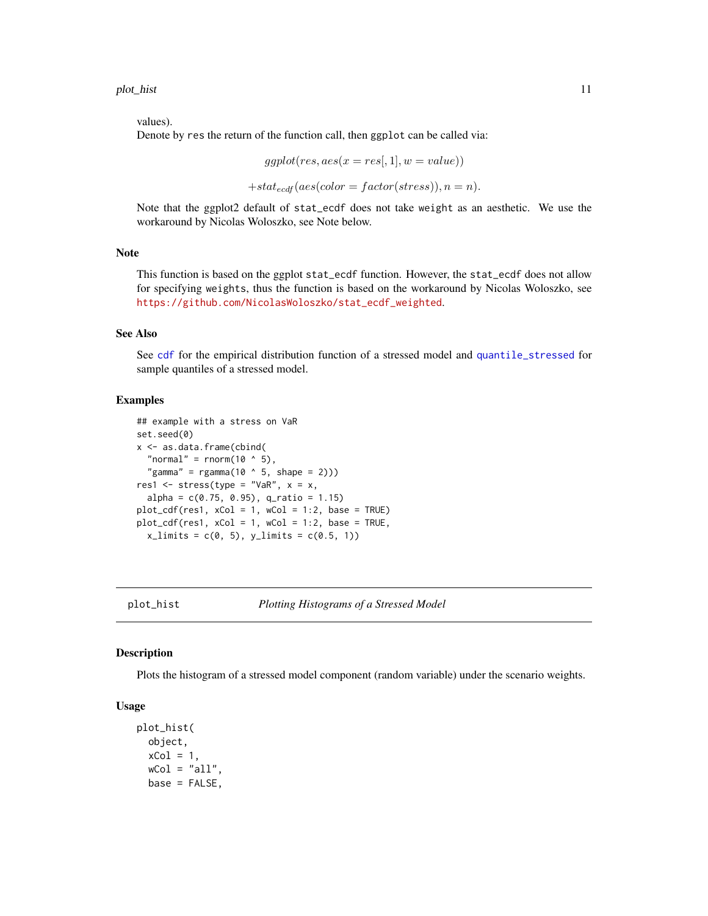values).
Denote by `res` the return of the function call, then `ggplot` can be called via:

$$ggplot(res, aes(x = res[, 1], w = value))$$

$$+stat_{ecdf}(aes(color = factor(stress)), n = n).$$

Note that the ggplot2 default of `stat_ecdf` does not take `weight` as an aesthetic. We use the workaround by Nicolas Woloszko, see Note below.

### Note

This function is based on the ggplot `stat_ecdf` function. However, the `stat_ecdf` does not allow for specifying `weights`, thus the function is based on the workaround by Nicolas Woloszko, see https://github.com/NicolasWoloszko/stat_ecdf_weighted.

### See Also

See `cdf` for the empirical distribution function of a stressed model and `quantile_stressed` for sample quantiles of a stressed model.

### Examples

```
## example with a stress on VaR
set.seed(0)
x <- as.data.frame(cbind(
  "normal" = rnorm(10 ^ 5),
  "gamma" = rgamma(10 ^ 5, shape = 2)))
res1 <- stress(type = "VaR", x = x,
  alpha = c(0.75, 0.95), q_ratio = 1.15)
plot_cdf(res1, xCol = 1, wCol = 1:2, base = TRUE)
plot_cdf(res1, xCol = 1, wCol = 1:2, base = TRUE,
  x_limits = c(0, 5), y_limits = c(0.5, 1))
```

---

## plot_hist — *Plotting Histograms of a Stressed Model*

### Description

Plots the histogram of a stressed model component (random variable) under the scenario weights.

### Usage

```
plot_hist(
  object,
  xCol = 1,
  wCol = "all",
  base = FALSE,
```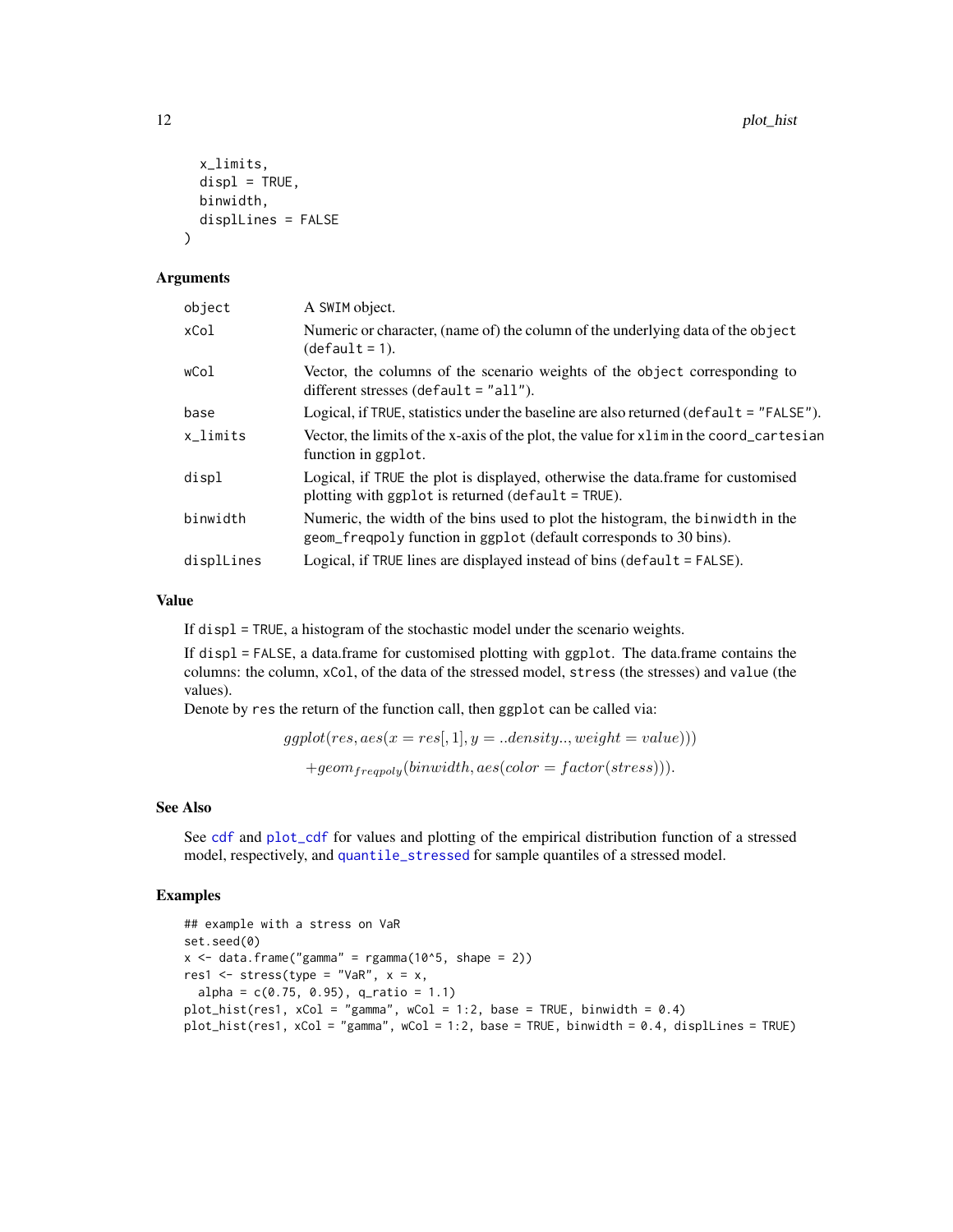```
  x_limits,
  displ = TRUE,
  binwidth,
  displLines = FALSE
)
```

## Arguments

| | |
|---|---|
| object | A SWIM object. |
| xCol | Numeric or character, (name of) the column of the underlying data of the object (default = 1). |
| wCol | Vector, the columns of the scenario weights of the object corresponding to different stresses (default = "all"). |
| base | Logical, if TRUE, statistics under the baseline are also returned (default = "FALSE"). |
| x_limits | Vector, the limits of the x-axis of the plot, the value for xlim in the coord_cartesian function in ggplot. |
| displ | Logical, if TRUE the plot is displayed, otherwise the data.frame for customised plotting with ggplot is returned (default = TRUE). |
| binwidth | Numeric, the width of the bins used to plot the histogram, the binwidth in the geom_freqpoly function in ggplot (default corresponds to 30 bins). |
| displLines | Logical, if TRUE lines are displayed instead of bins (default = FALSE). |

## Value

If displ = TRUE, a histogram of the stochastic model under the scenario weights.

If displ = FALSE, a data.frame for customised plotting with ggplot. The data.frame contains the columns: the column, xCol, of the data of the stressed model, stress (the stresses) and value (the values).

Denote by res the return of the function call, then ggplot can be called via:

$$ggplot(res, aes(x = res[, 1], y = ..density.., weight = value)))$$

$$+geom_{freqpoly}(binwidth, aes(color = factor(stress))).$$

## See Also

See cdf and plot_cdf for values and plotting of the empirical distribution function of a stressed model, respectively, and quantile_stressed for sample quantiles of a stressed model.

## Examples

```
## example with a stress on VaR
set.seed(0)
x <- data.frame("gamma" = rgamma(10^5, shape = 2))
res1 <- stress(type = "VaR", x = x,
  alpha = c(0.75, 0.95), q_ratio = 1.1)
plot_hist(res1, xCol = "gamma", wCol = 1:2, base = TRUE, binwidth = 0.4)
plot_hist(res1, xCol = "gamma", wCol = 1:2, base = TRUE, binwidth = 0.4, displLines = TRUE)
```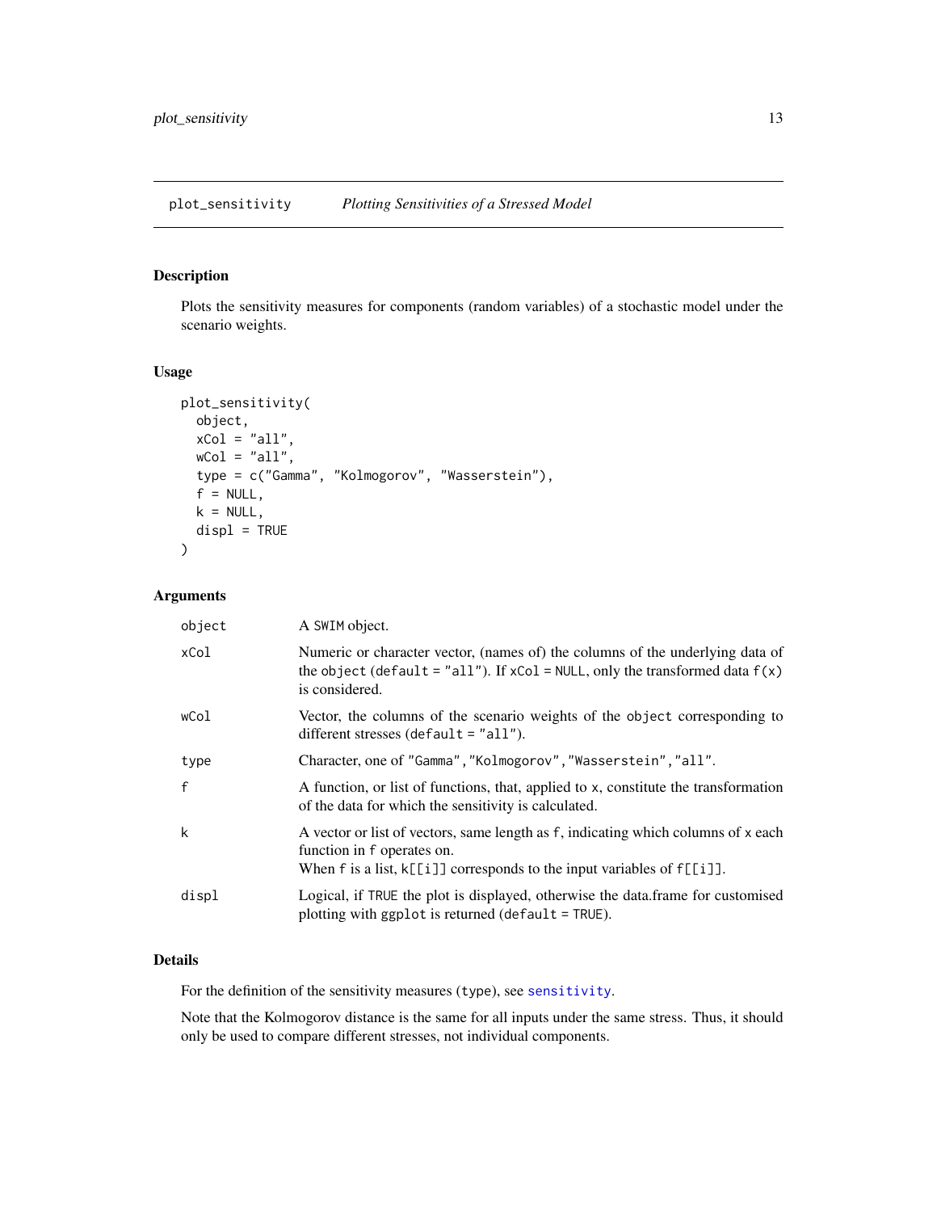## plot_sensitivity *Plotting Sensitivities of a Stressed Model*

### Description

Plots the sensitivity measures for components (random variables) of a stochastic model under the scenario weights.

### Usage

```
plot_sensitivity(
  object,
  xCol = "all",
  wCol = "all",
  type = c("Gamma", "Kolmogorov", "Wasserstein"),
  f = NULL,
  k = NULL,
  displ = TRUE
)
```

### Arguments

| | |
|---|---|
| object | A SWIM object. |
| xCol | Numeric or character vector, (names of) the columns of the underlying data of the object (default = "all"). If xCol = NULL, only the transformed data f(x) is considered. |
| wCol | Vector, the columns of the scenario weights of the object corresponding to different stresses (default = "all"). |
| type | Character, one of "Gamma","Kolmogorov","Wasserstein","all". |
| f | A function, or list of functions, that, applied to x, constitute the transformation of the data for which the sensitivity is calculated. |
| k | A vector or list of vectors, same length as f, indicating which columns of x each function in f operates on. When f is a list, k[[i]] corresponds to the input variables of f[[i]]. |
| displ | Logical, if TRUE the plot is displayed, otherwise the data.frame for customised plotting with ggplot is returned (default = TRUE). |

### Details

For the definition of the sensitivity measures (type), see sensitivity.

Note that the Kolmogorov distance is the same for all inputs under the same stress. Thus, it should only be used to compare different stresses, not individual components.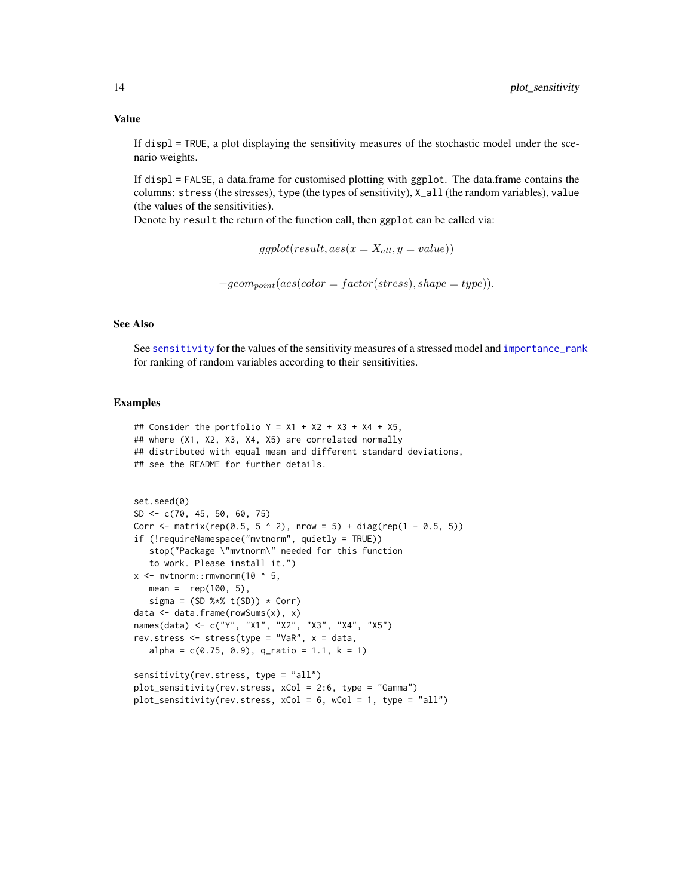## Value

If `displ = TRUE`, a plot displaying the sensitivity measures of the stochastic model under the scenario weights.

If `displ = FALSE`, a data.frame for customised plotting with `ggplot`. The data.frame contains the columns: `stress` (the stresses), `type` (the types of sensitivity), `X_all` (the random variables), `value` (the values of the sensitivities).
Denote by `result` the return of the function call, then `ggplot` can be called via:

$$ggplot(result, aes(x = X_{all}, y = value))$$

$$+geom_{point}(aes(color = factor(stress), shape = type)).$$

## See Also

See `sensitivity` for the values of the sensitivity measures of a stressed model and `importance_rank` for ranking of random variables according to their sensitivities.

## Examples

```
## Consider the portfolio Y = X1 + X2 + X3 + X4 + X5,
## where (X1, X2, X3, X4, X5) are correlated normally
## distributed with equal mean and different standard deviations,
## see the README for further details.


set.seed(0)
SD <- c(70, 45, 50, 60, 75)
Corr <- matrix(rep(0.5, 5 ^ 2), nrow = 5) + diag(rep(1 - 0.5, 5))
if (!requireNamespace("mvtnorm", quietly = TRUE))
   stop("Package \"mvtnorm\" needed for this function
   to work. Please install it.")
x <- mvtnorm::rmvnorm(10 ^ 5,
   mean =  rep(100, 5),
   sigma = (SD %*% t(SD)) * Corr)
data <- data.frame(rowSums(x), x)
names(data) <- c("Y", "X1", "X2", "X3", "X4", "X5")
rev.stress <- stress(type = "VaR", x = data,
   alpha = c(0.75, 0.9), q_ratio = 1.1, k = 1)

sensitivity(rev.stress, type = "all")
plot_sensitivity(rev.stress, xCol = 2:6, type = "Gamma")
plot_sensitivity(rev.stress, xCol = 6, wCol = 1, type = "all")
```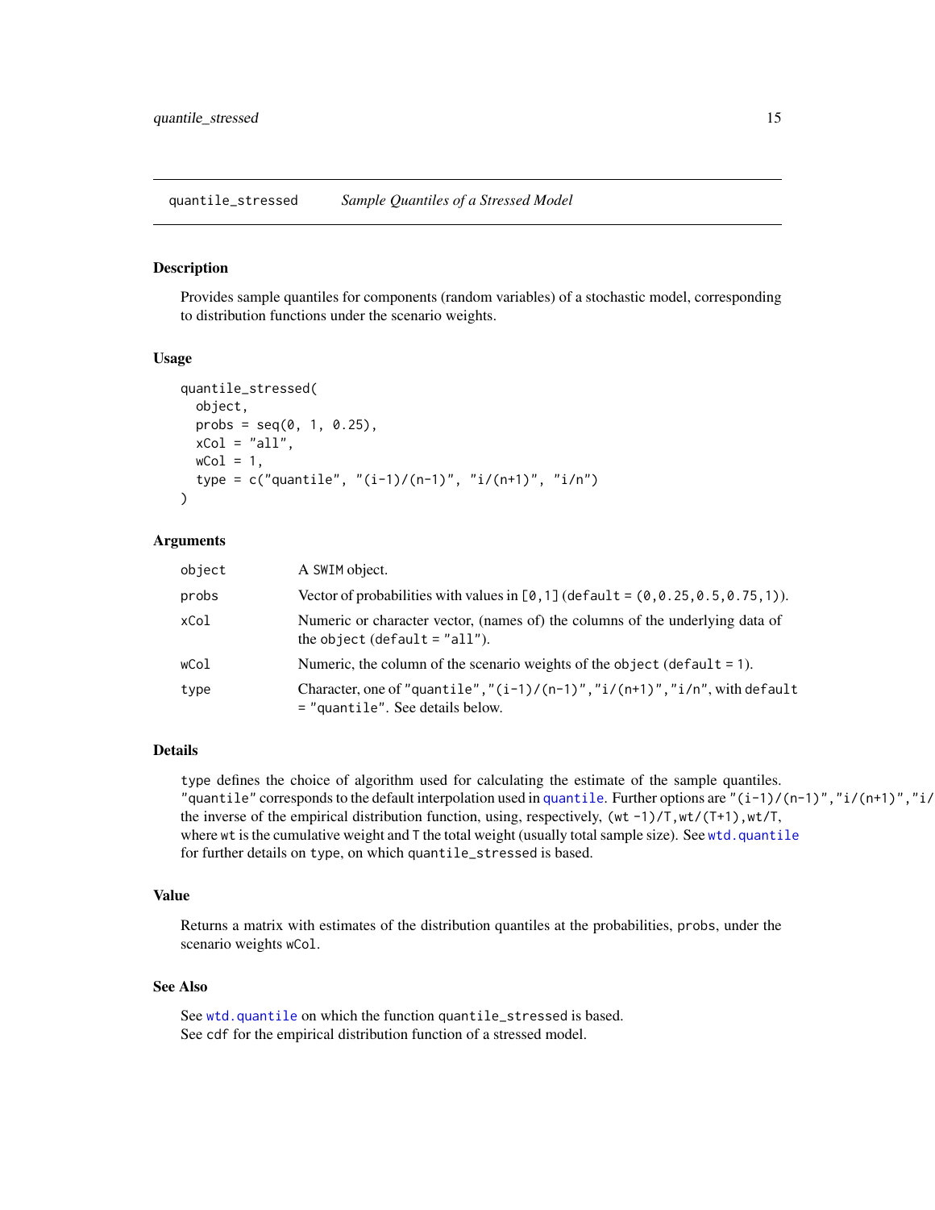## quantile_stressed    *Sample Quantiles of a Stressed Model*

### Description

Provides sample quantiles for components (random variables) of a stochastic model, corresponding to distribution functions under the scenario weights.

### Usage

```
quantile_stressed(
  object,
  probs = seq(0, 1, 0.25),
  xCol = "all",
  wCol = 1,
  type = c("quantile", "(i-1)/(n-1)", "i/(n+1)", "i/n")
)
```

### Arguments

| | |
|---|---|
| object | A SWIM object. |
| probs | Vector of probabilities with values in [0,1] (default = (0,0.25,0.5,0.75,1)). |
| xCol | Numeric or character vector, (names of) the columns of the underlying data of the object (default = "all"). |
| wCol | Numeric, the column of the scenario weights of the object (default = 1). |
| type | Character, one of "quantile","(i-1)/(n-1)","i/(n+1)","i/n", with default = "quantile". See details below. |

### Details

type defines the choice of algorithm used for calculating the estimate of the sample quantiles. "quantile" corresponds to the default interpolation used in quantile. Further options are "(i-1)/(n-1)","i/(n+1)","i/ the inverse of the empirical distribution function, using, respectively, (wt -1)/T, wt/(T+1), wt/T, where wt is the cumulative weight and T the total weight (usually total sample size). See wtd.quantile for further details on type, on which quantile_stressed is based.

### Value

Returns a matrix with estimates of the distribution quantiles at the probabilities, probs, under the scenario weights wCol.

### See Also

See wtd.quantile on which the function quantile_stressed is based.
See cdf for the empirical distribution function of a stressed model.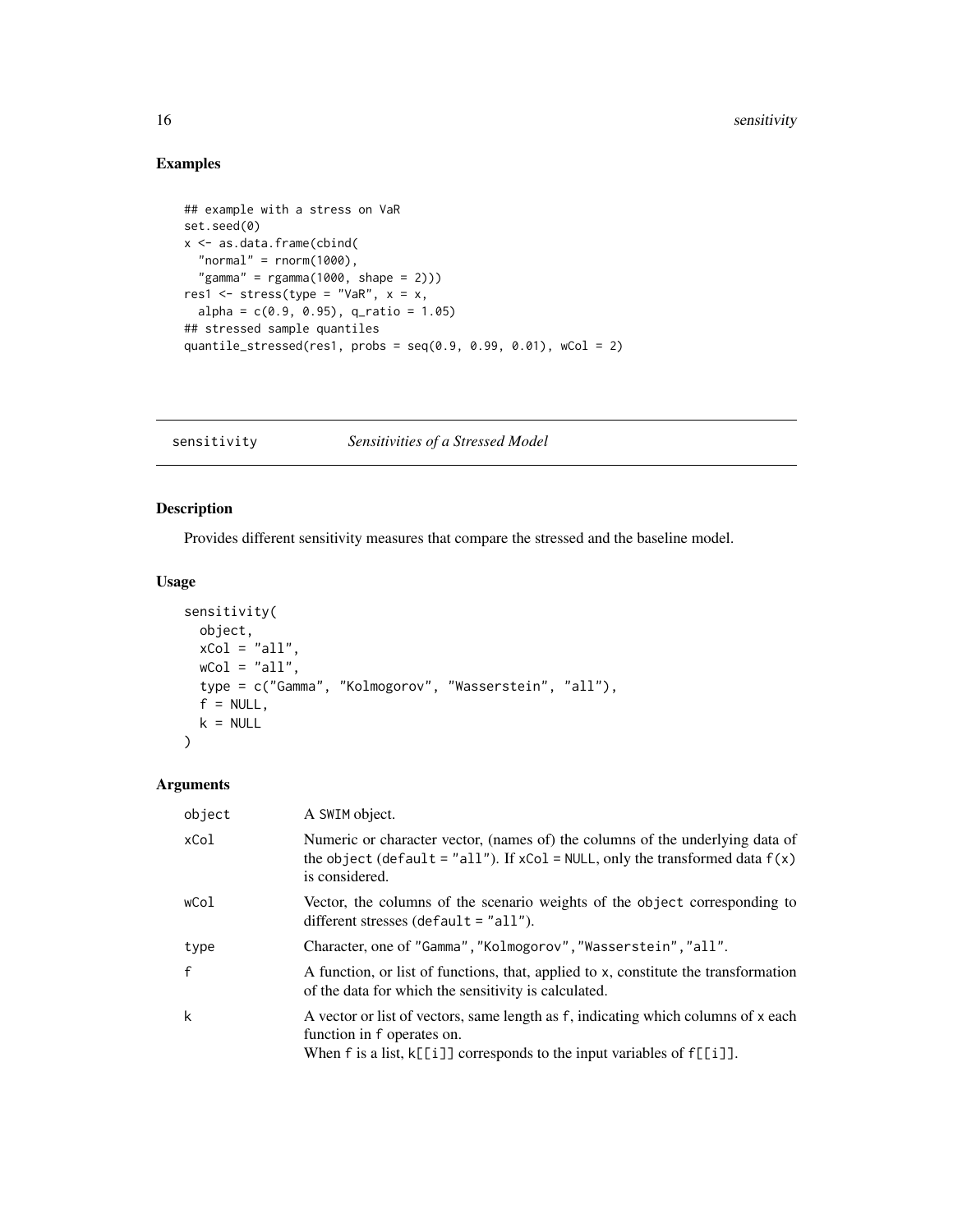## Examples

```
## example with a stress on VaR
set.seed(0)
x <- as.data.frame(cbind(
  "normal" = rnorm(1000),
  "gamma" = rgamma(1000, shape = 2)))
res1 <- stress(type = "VaR", x = x,
  alpha = c(0.9, 0.95), q_ratio = 1.05)
## stressed sample quantiles
quantile_stressed(res1, probs = seq(0.9, 0.99, 0.01), wCol = 2)
```

---

# sensitivity *Sensitivities of a Stressed Model*

## Description

Provides different sensitivity measures that compare the stressed and the baseline model.

## Usage

```
sensitivity(
  object,
  xCol = "all",
  wCol = "all",
  type = c("Gamma", "Kolmogorov", "Wasserstein", "all"),
  f = NULL,
  k = NULL
)
```

## Arguments

| | |
|---|---|
| object | A SWIM object. |
| xCol | Numeric or character vector, (names of) the columns of the underlying data of the object (default = "all"). If xCol = NULL, only the transformed data f(x) is considered. |
| wCol | Vector, the columns of the scenario weights of the object corresponding to different stresses (default = "all"). |
| type | Character, one of "Gamma","Kolmogorov","Wasserstein","all". |
| f | A function, or list of functions, that, applied to x, constitute the transformation of the data for which the sensitivity is calculated. |
| k | A vector or list of vectors, same length as f, indicating which columns of x each function in f operates on. When f is a list, k[[i]] corresponds to the input variables of f[[i]]. |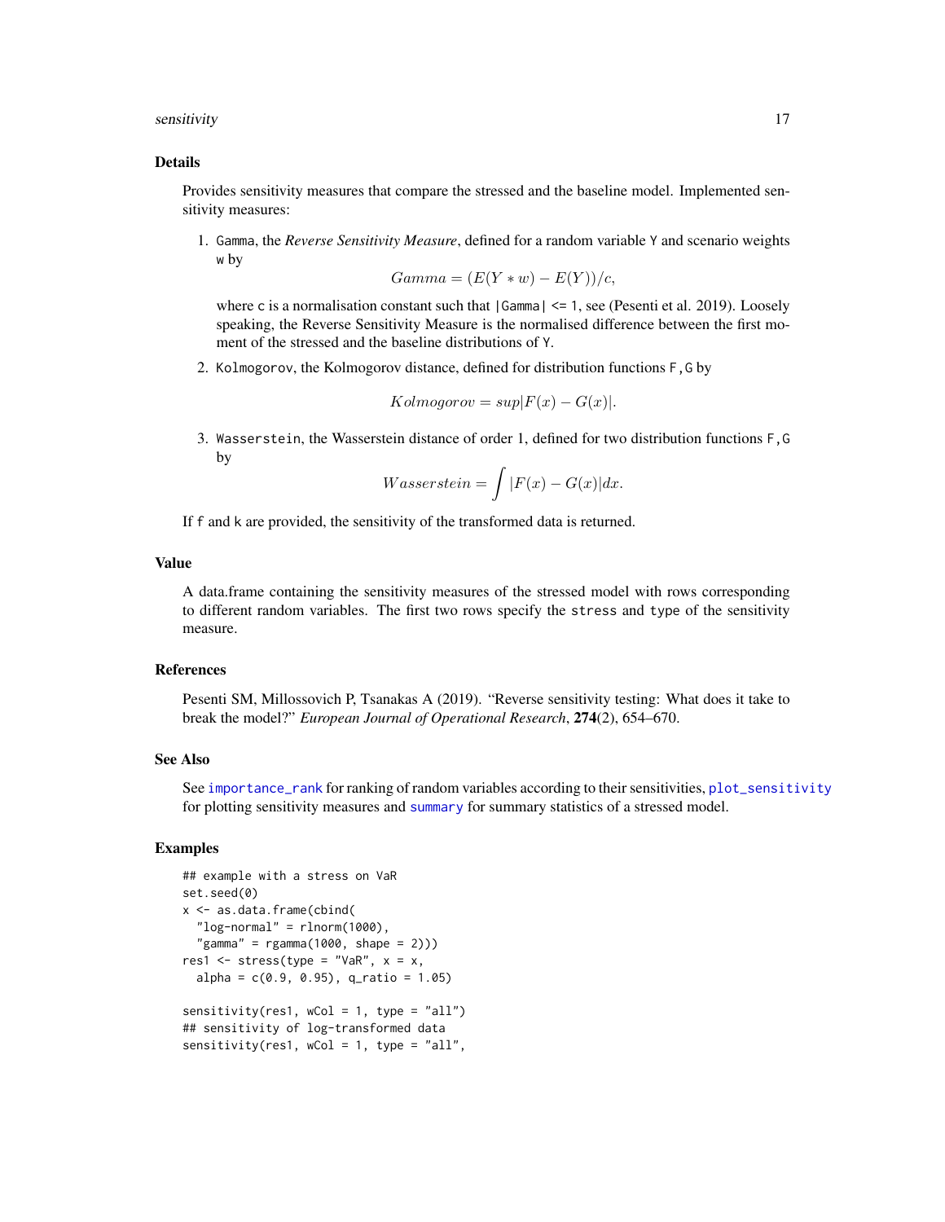## Details

Provides sensitivity measures that compare the stressed and the baseline model. Implemented sensitivity measures:

1. `Gamma`, the *Reverse Sensitivity Measure*, defined for a random variable `Y` and scenario weights `w` by

$$Gamma = (E(Y * w) - E(Y))/c,$$

   where `c` is a normalisation constant such that `|Gamma| <= 1`, see (Pesenti et al. 2019). Loosely speaking, the Reverse Sensitivity Measure is the normalised difference between the first moment of the stressed and the baseline distributions of `Y`.

2. `Kolmogorov`, the Kolmogorov distance, defined for distribution functions `F,G` by

$$Kolmogorov = sup|F(x) - G(x)|.$$

3. `Wasserstein`, the Wasserstein distance of order 1, defined for two distribution functions `F,G` by

$$Wasserstein = \int |F(x) - G(x)| dx.$$

If `f` and `k` are provided, the sensitivity of the transformed data is returned.

## Value

A data.frame containing the sensitivity measures of the stressed model with rows corresponding to different random variables. The first two rows specify the `stress` and `type` of the sensitivity measure.

## References

Pesenti SM, Millossovich P, Tsanakas A (2019). "Reverse sensitivity testing: What does it take to break the model?" *European Journal of Operational Research*, **274**(2), 654–670.

## See Also

See `importance_rank` for ranking of random variables according to their sensitivities, `plot_sensitivity` for plotting sensitivity measures and `summary` for summary statistics of a stressed model.

## Examples

```
## example with a stress on VaR
set.seed(0)
x <- as.data.frame(cbind(
  "log-normal" = rlnorm(1000),
  "gamma" = rgamma(1000, shape = 2)))
res1 <- stress(type = "VaR", x = x,
  alpha = c(0.9, 0.95), q_ratio = 1.05)

sensitivity(res1, wCol = 1, type = "all")
## sensitivity of log-transformed data
sensitivity(res1, wCol = 1, type = "all",
```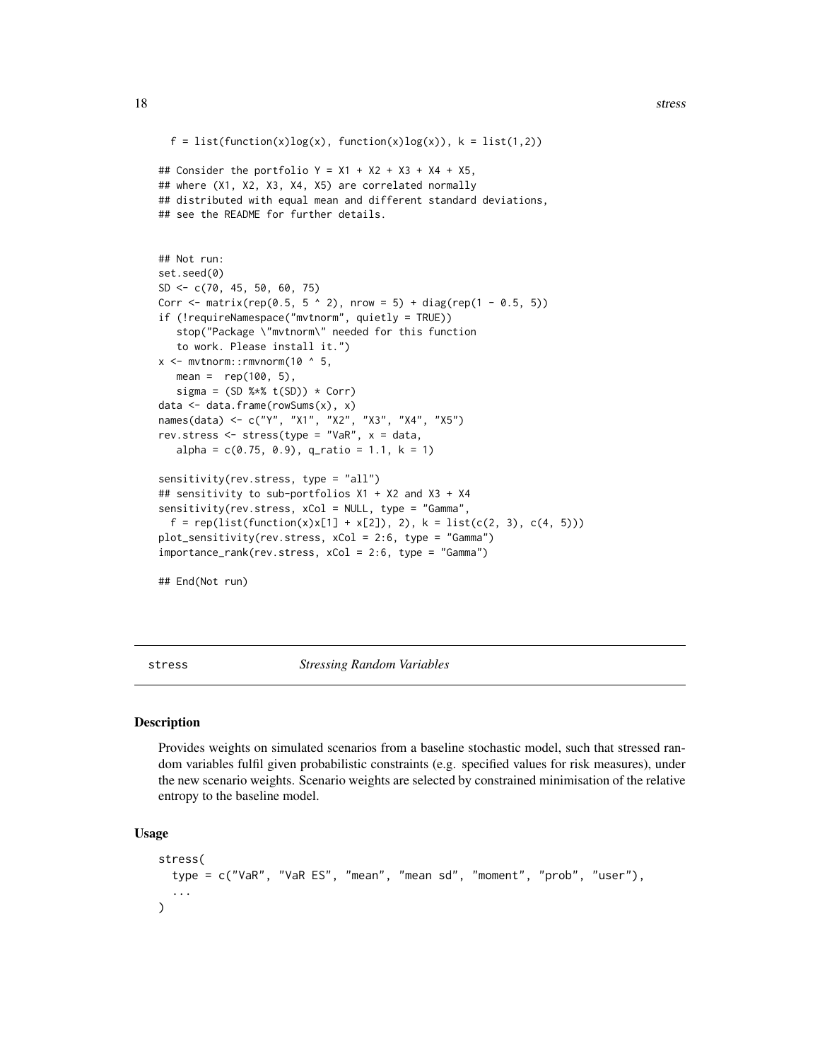```
  f = list(function(x)log(x), function(x)log(x)), k = list(1,2))

## Consider the portfolio Y = X1 + X2 + X3 + X4 + X5,
## where (X1, X2, X3, X4, X5) are correlated normally
## distributed with equal mean and different standard deviations,
## see the README for further details.


## Not run:
set.seed(0)
SD <- c(70, 45, 50, 60, 75)
Corr <- matrix(rep(0.5, 5 ^ 2), nrow = 5) + diag(rep(1 - 0.5, 5))
if (!requireNamespace("mvtnorm", quietly = TRUE))
   stop("Package \"mvtnorm\" needed for this function
   to work. Please install it.")
x <- mvtnorm::rmvnorm(10 ^ 5,
   mean =  rep(100, 5),
   sigma = (SD %*% t(SD)) * Corr)
data <- data.frame(rowSums(x), x)
names(data) <- c("Y", "X1", "X2", "X3", "X4", "X5")
rev.stress <- stress(type = "VaR", x = data,
   alpha = c(0.75, 0.9), q_ratio = 1.1, k = 1)

sensitivity(rev.stress, type = "all")
## sensitivity to sub-portfolios X1 + X2 and X3 + X4
sensitivity(rev.stress, xCol = NULL, type = "Gamma",
  f = rep(list(function(x)x[1] + x[2]), 2), k = list(c(2, 3), c(4, 5)))
plot_sensitivity(rev.stress, xCol = 2:6, type = "Gamma")
importance_rank(rev.stress, xCol = 2:6, type = "Gamma")

## End(Not run)
```

## stress — *Stressing Random Variables*

### Description

Provides weights on simulated scenarios from a baseline stochastic model, such that stressed random variables fulfil given probabilistic constraints (e.g. specified values for risk measures), under the new scenario weights. Scenario weights are selected by constrained minimisation of the relative entropy to the baseline model.

### Usage

```
stress(
  type = c("VaR", "VaR ES", "mean", "mean sd", "moment", "prob", "user"),
  ...
)
```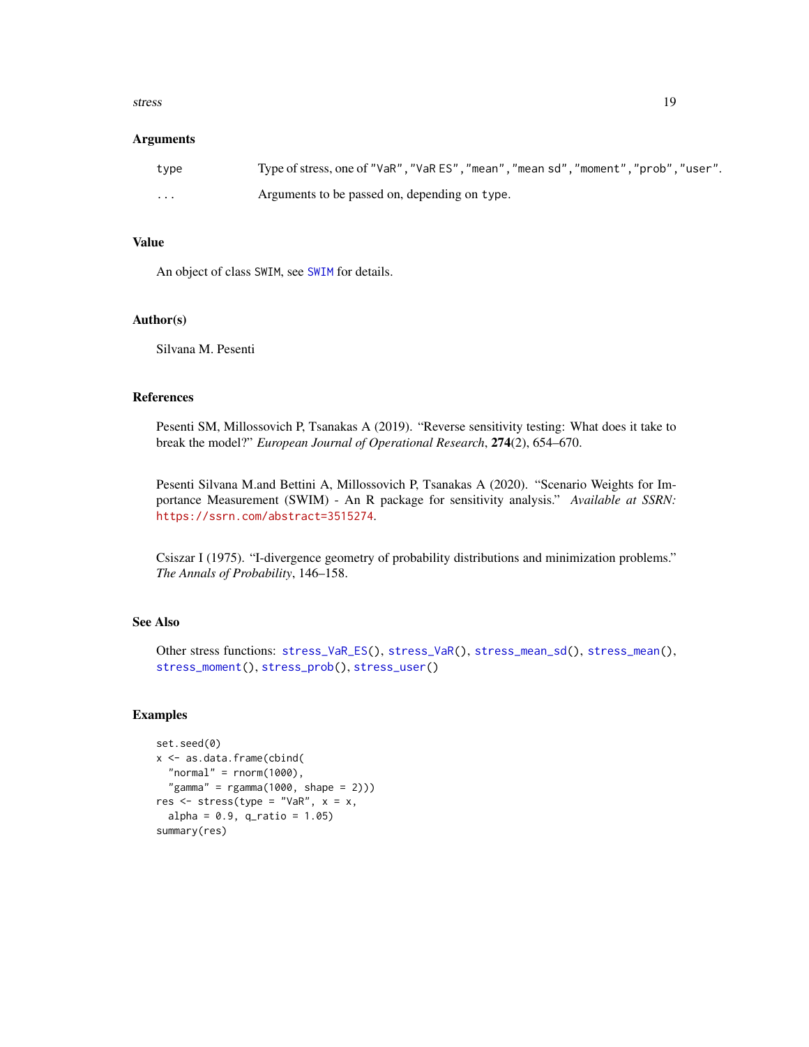## Arguments

| | |
|---|---|
| `type` | Type of stress, one of `"VaR"`, `"VaR ES"`, `"mean"`, `"mean sd"`, `"moment"`, `"prob"`, `"user"`. |
| `...` | Arguments to be passed on, depending on `type`. |

## Value

An object of class `SWIM`, see `SWIM` for details.

## Author(s)

Silvana M. Pesenti

## References

Pesenti SM, Millossovich P, Tsanakas A (2019). "Reverse sensitivity testing: What does it take to break the model?" *European Journal of Operational Research*, **274**(2), 654–670.

Pesenti Silvana M.and Bettini A, Millossovich P, Tsanakas A (2020). "Scenario Weights for Importance Measurement (SWIM) - An R package for sensitivity analysis." *Available at SSRN:* https://ssrn.com/abstract=3515274.

Csiszar I (1975). "I-divergence geometry of probability distributions and minimization problems." *The Annals of Probability*, 146–158.

## See Also

Other stress functions: `stress_VaR_ES()`, `stress_VaR()`, `stress_mean_sd()`, `stress_mean()`, `stress_moment()`, `stress_prob()`, `stress_user()`

## Examples

```
set.seed(0)
x <- as.data.frame(cbind(
  "normal" = rnorm(1000),
  "gamma" = rgamma(1000, shape = 2)))
res <- stress(type = "VaR", x = x,
  alpha = 0.9, q_ratio = 1.05)
summary(res)
```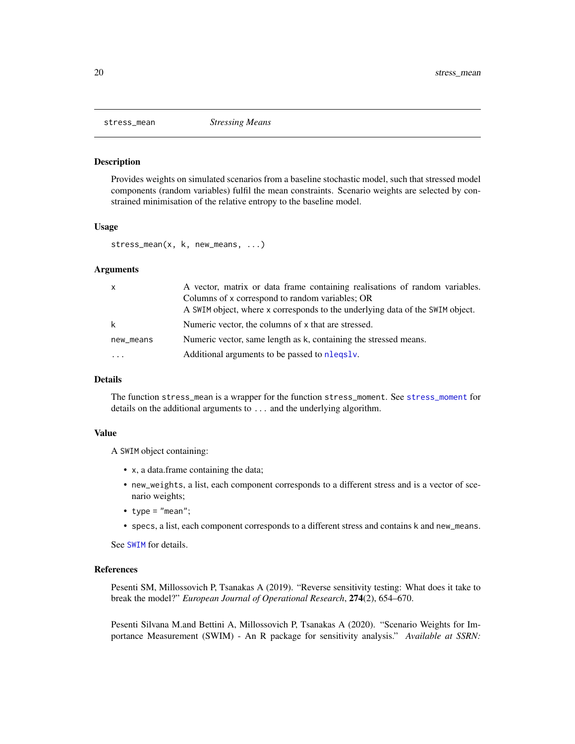`stress_mean` *Stressing Means*

## Description

Provides weights on simulated scenarios from a baseline stochastic model, such that stressed model components (random variables) fulfil the mean constraints. Scenario weights are selected by constrained minimisation of the relative entropy to the baseline model.

## Usage

```
stress_mean(x, k, new_means, ...)
```

## Arguments

| | |
|---|---|
| `x` | A vector, matrix or data frame containing realisations of random variables. Columns of `x` correspond to random variables; OR<br>A `SWIM` object, where `x` corresponds to the underlying data of the `SWIM` object. |
| `k` | Numeric vector, the columns of `x` that are stressed. |
| `new_means` | Numeric vector, same length as `k`, containing the stressed means. |
| `...` | Additional arguments to be passed to `nleqslv`. |

## Details

The function `stress_mean` is a wrapper for the function `stress_moment`. See `stress_moment` for details on the additional arguments to `...` and the underlying algorithm.

## Value

A `SWIM` object containing:

- `x`, a data.frame containing the data;
- `new_weights`, a list, each component corresponds to a different stress and is a vector of scenario weights;
- `type = "mean"`;
- `specs`, a list, each component corresponds to a different stress and contains `k` and `new_means`.

See `SWIM` for details.

## References

Pesenti SM, Millossovich P, Tsanakas A (2019). "Reverse sensitivity testing: What does it take to break the model?" *European Journal of Operational Research*, **274**(2), 654–670.

Pesenti Silvana M.and Bettini A, Millossovich P, Tsanakas A (2020). "Scenario Weights for Importance Measurement (SWIM) - An R package for sensitivity analysis." *Available at SSRN:*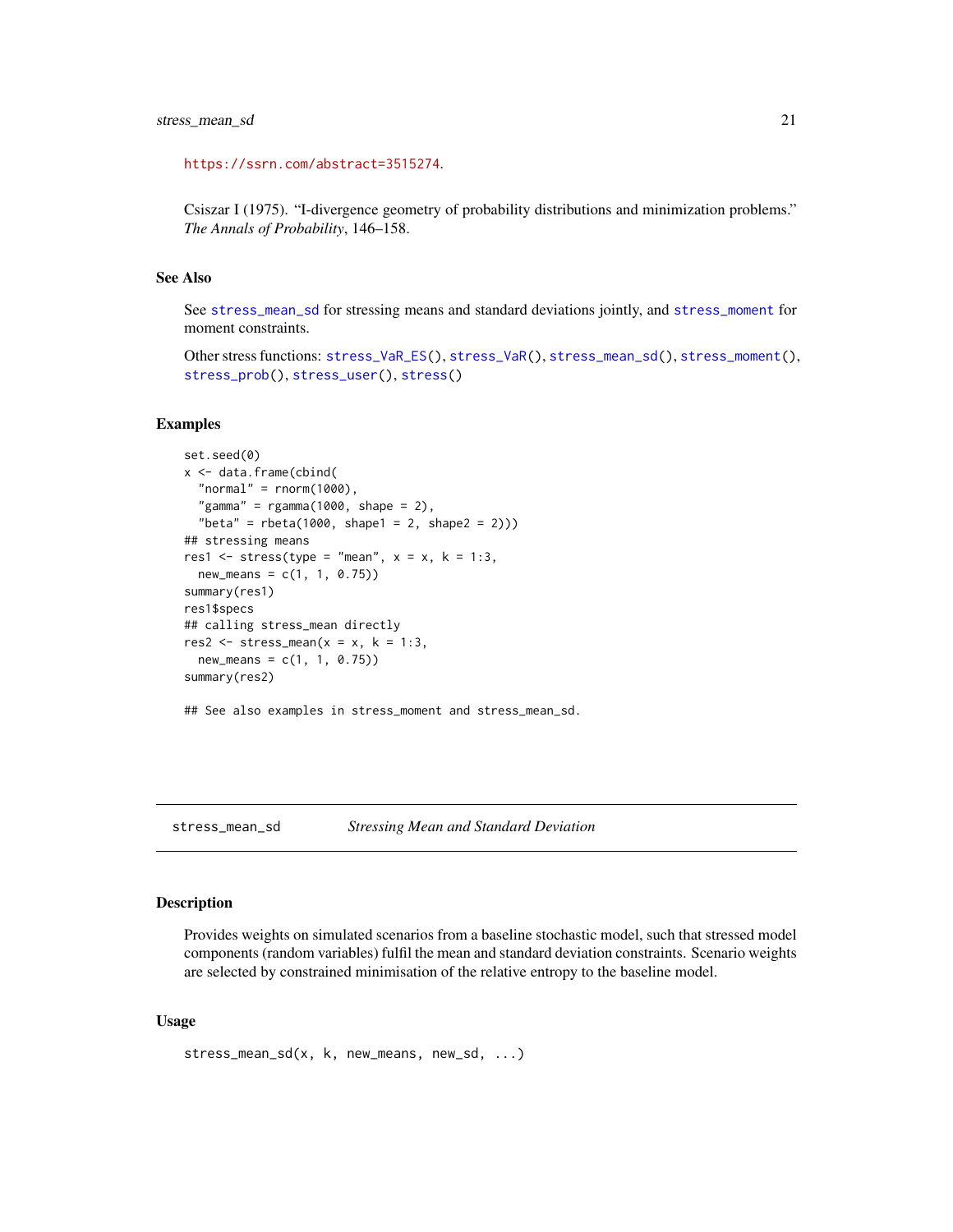https://ssrn.com/abstract=3515274.

Csiszar I (1975). "I-divergence geometry of probability distributions and minimization problems." *The Annals of Probability*, 146–158.

### See Also

See stress_mean_sd for stressing means and standard deviations jointly, and stress_moment for moment constraints.

Other stress functions: stress_VaR_ES(), stress_VaR(), stress_mean_sd(), stress_moment(), stress_prob(), stress_user(), stress()

### Examples

```
set.seed(0)
x <- data.frame(cbind(
  "normal" = rnorm(1000),
  "gamma" = rgamma(1000, shape = 2),
  "beta" = rbeta(1000, shape1 = 2, shape2 = 2)))
## stressing means
res1 <- stress(type = "mean", x = x, k = 1:3,
  new_means = c(1, 1, 0.75))
summary(res1)
res1$specs
## calling stress_mean directly
res2 <- stress_mean(x = x, k = 1:3,
  new_means = c(1, 1, 0.75))
summary(res2)

## See also examples in stress_moment and stress_mean_sd.
```

---

## stress_mean_sd — *Stressing Mean and Standard Deviation*

---

### Description

Provides weights on simulated scenarios from a baseline stochastic model, such that stressed model components (random variables) fulfil the mean and standard deviation constraints. Scenario weights are selected by constrained minimisation of the relative entropy to the baseline model.

### Usage

```
stress_mean_sd(x, k, new_means, new_sd, ...)
```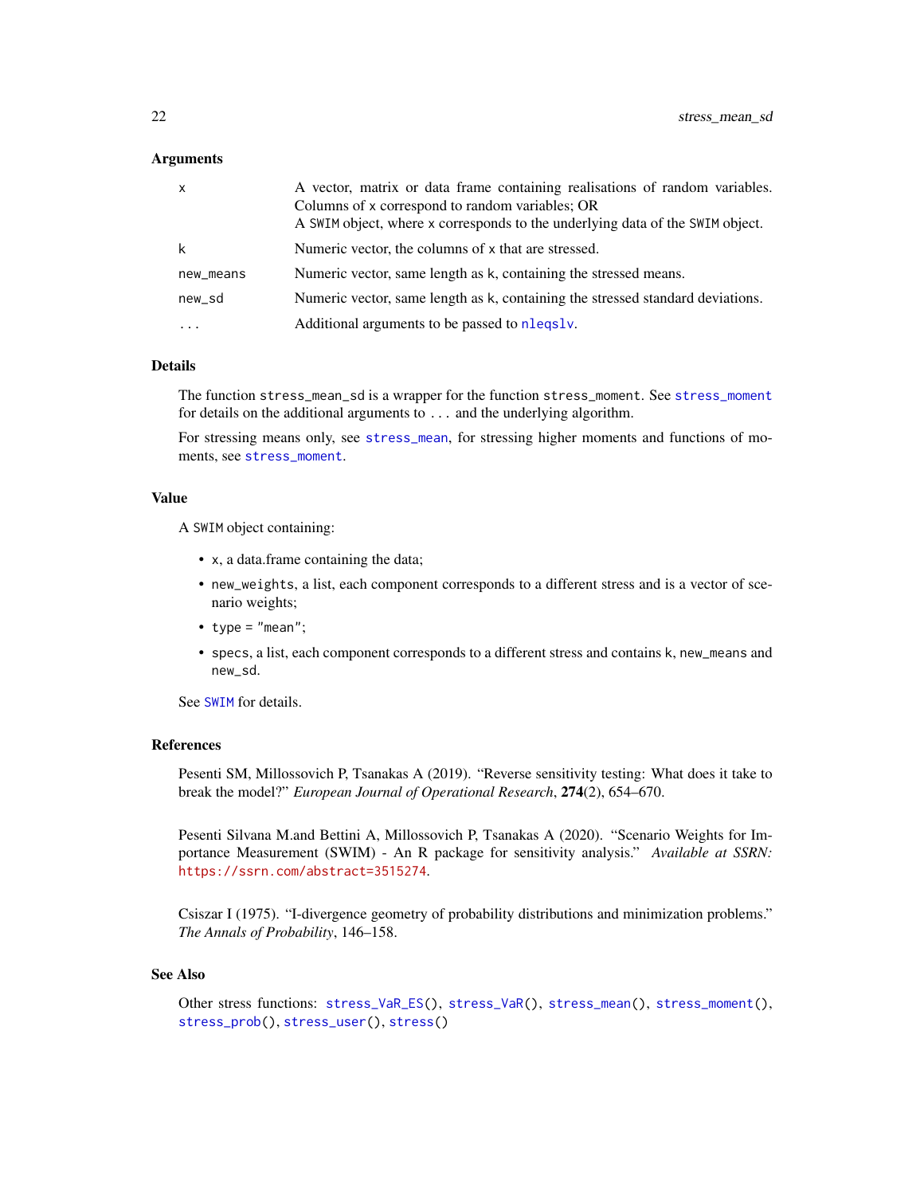### Arguments

| | |
|---|---|
| `x` | A vector, matrix or data frame containing realisations of random variables. Columns of `x` correspond to random variables; OR<br>A `SWIM` object, where `x` corresponds to the underlying data of the `SWIM` object. |
| `k` | Numeric vector, the columns of `x` that are stressed. |
| `new_means` | Numeric vector, same length as `k`, containing the stressed means. |
| `new_sd` | Numeric vector, same length as `k`, containing the stressed standard deviations. |
| `...` | Additional arguments to be passed to `nleqslv`. |

### Details

The function `stress_mean_sd` is a wrapper for the function `stress_moment`. See `stress_moment` for details on the additional arguments to `...` and the underlying algorithm.

For stressing means only, see `stress_mean`, for stressing higher moments and functions of moments, see `stress_moment`.

### Value

A `SWIM` object containing:

- `x`, a data.frame containing the data;
- `new_weights`, a list, each component corresponds to a different stress and is a vector of scenario weights;
- `type = "mean"`;
- `specs`, a list, each component corresponds to a different stress and contains `k`, `new_means` and `new_sd`.

See `SWIM` for details.

### References

Pesenti SM, Millossovich P, Tsanakas A (2019). "Reverse sensitivity testing: What does it take to break the model?" *European Journal of Operational Research*, **274**(2), 654–670.

Pesenti Silvana M.and Bettini A, Millossovich P, Tsanakas A (2020). "Scenario Weights for Importance Measurement (SWIM) - An R package for sensitivity analysis." *Available at SSRN:* https://ssrn.com/abstract=3515274.

Csiszar I (1975). "I-divergence geometry of probability distributions and minimization problems." *The Annals of Probability*, 146–158.

### See Also

Other stress functions: `stress_VaR_ES()`, `stress_VaR()`, `stress_mean()`, `stress_moment()`, `stress_prob()`, `stress_user()`, `stress()`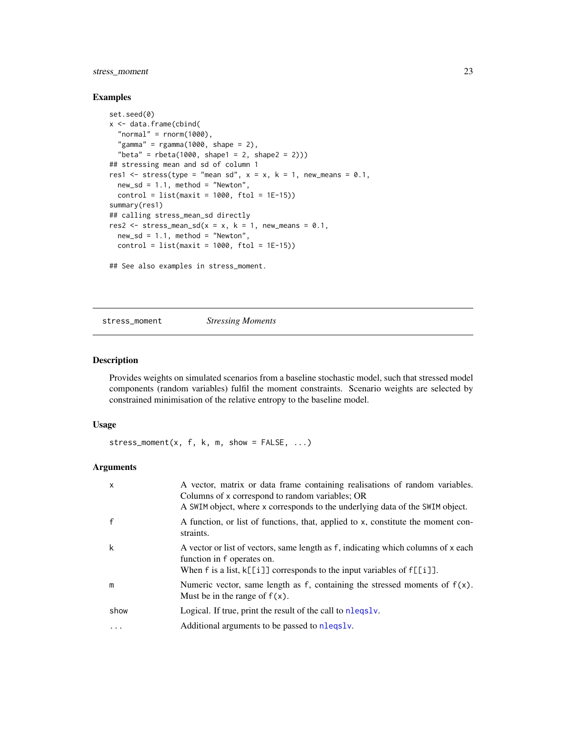### Examples

```
set.seed(0)
x <- data.frame(cbind(
  "normal" = rnorm(1000),
  "gamma" = rgamma(1000, shape = 2),
  "beta" = rbeta(1000, shape1 = 2, shape2 = 2)))
## stressing mean and sd of column 1
res1 <- stress(type = "mean sd", x = x, k = 1, new_means = 0.1,
  new_sd = 1.1, method = "Newton",
  control = list(maxit = 1000, ftol = 1E-15))
summary(res1)
## calling stress_mean_sd directly
res2 <- stress_mean_sd(x = x, k = 1, new_means = 0.1,
  new_sd = 1.1, method = "Newton",
  control = list(maxit = 1000, ftol = 1E-15))

## See also examples in stress_moment.
```

---

## stress_moment *Stressing Moments*

### Description

Provides weights on simulated scenarios from a baseline stochastic model, such that stressed model components (random variables) fulfil the moment constraints. Scenario weights are selected by constrained minimisation of the relative entropy to the baseline model.

### Usage

```
stress_moment(x, f, k, m, show = FALSE, ...)
```

### Arguments

| | |
|---|---|
| x | A vector, matrix or data frame containing realisations of random variables. Columns of x correspond to random variables; OR<br>A SWIM object, where x corresponds to the underlying data of the SWIM object. |
| f | A function, or list of functions, that, applied to x, constitute the moment constraints. |
| k | A vector or list of vectors, same length as f, indicating which columns of x each function in f operates on.<br>When f is a list, k[[i]] corresponds to the input variables of f[[i]]. |
| m | Numeric vector, same length as f, containing the stressed moments of f(x). Must be in the range of f(x). |
| show | Logical. If true, print the result of the call to nleqslv. |
| ... | Additional arguments to be passed to nleqslv. |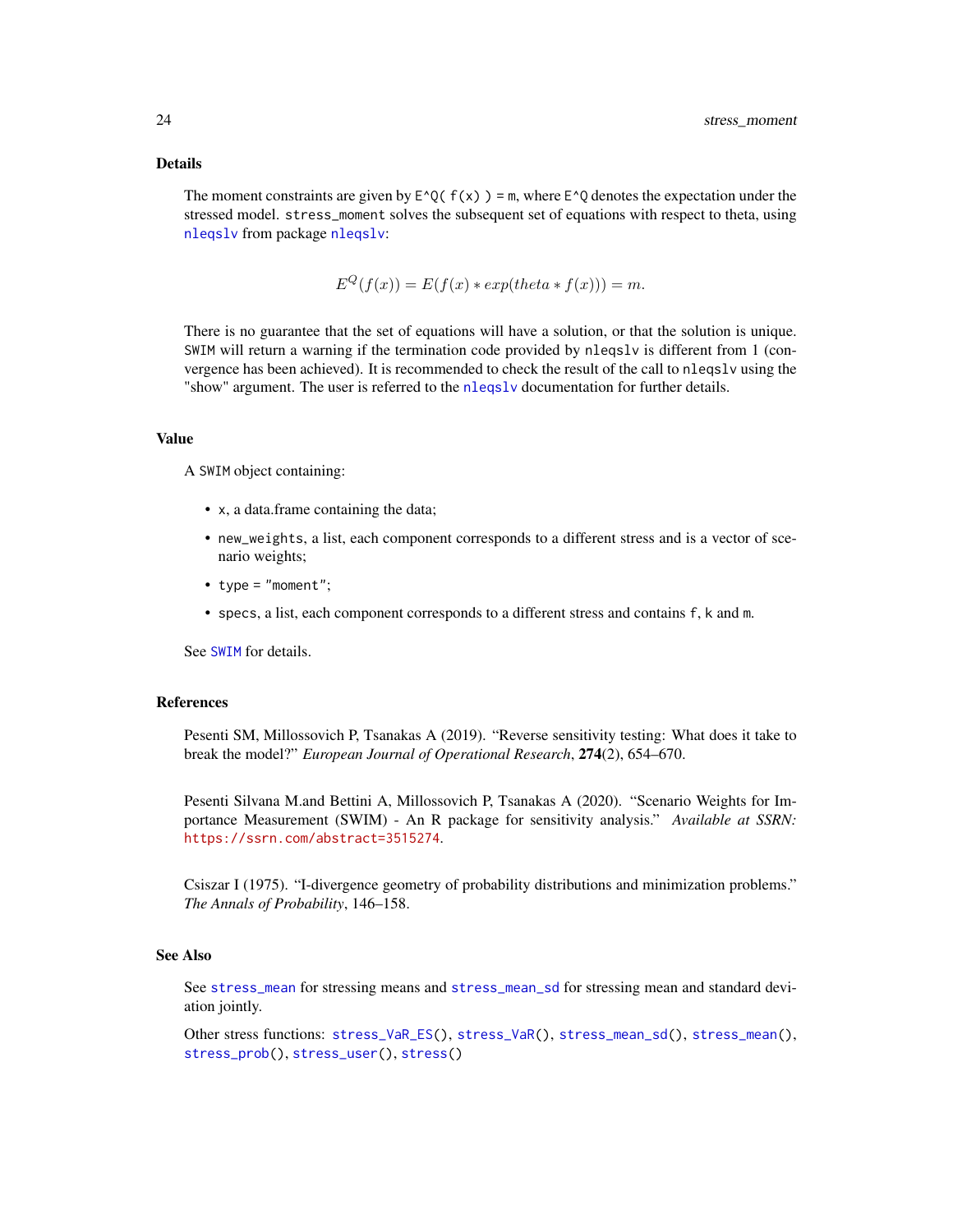### Details

The moment constraints are given by `E^Q( f(x) ) = m`, where `E^Q` denotes the expectation under the stressed model. `stress_moment` solves the subsequent set of equations with respect to theta, using `nleqslv` from package `nleqslv`:

$$E^Q(f(x)) = E(f(x) * exp(theta * f(x))) = m.$$

There is no guarantee that the set of equations will have a solution, or that the solution is unique. `SWIM` will return a warning if the termination code provided by `nleqslv` is different from 1 (convergence has been achieved). It is recommended to check the result of the call to `nleqslv` using the "show" argument. The user is referred to the `nleqslv` documentation for further details.

### Value

A `SWIM` object containing:

- `x`, a data.frame containing the data;
- `new_weights`, a list, each component corresponds to a different stress and is a vector of scenario weights;
- `type = "moment"`;
- `specs`, a list, each component corresponds to a different stress and contains `f`, `k` and `m`.

See `SWIM` for details.

### References

Pesenti SM, Millossovich P, Tsanakas A (2019). "Reverse sensitivity testing: What does it take to break the model?" *European Journal of Operational Research*, **274**(2), 654–670.

Pesenti Silvana M.and Bettini A, Millossovich P, Tsanakas A (2020). "Scenario Weights for Importance Measurement (SWIM) - An R package for sensitivity analysis." *Available at SSRN:* https://ssrn.com/abstract=3515274.

Csiszar I (1975). "I-divergence geometry of probability distributions and minimization problems." *The Annals of Probability*, 146–158.

### See Also

See `stress_mean` for stressing means and `stress_mean_sd` for stressing mean and standard deviation jointly.

Other stress functions: `stress_VaR_ES()`, `stress_VaR()`, `stress_mean_sd()`, `stress_mean()`, `stress_prob()`, `stress_user()`, `stress()`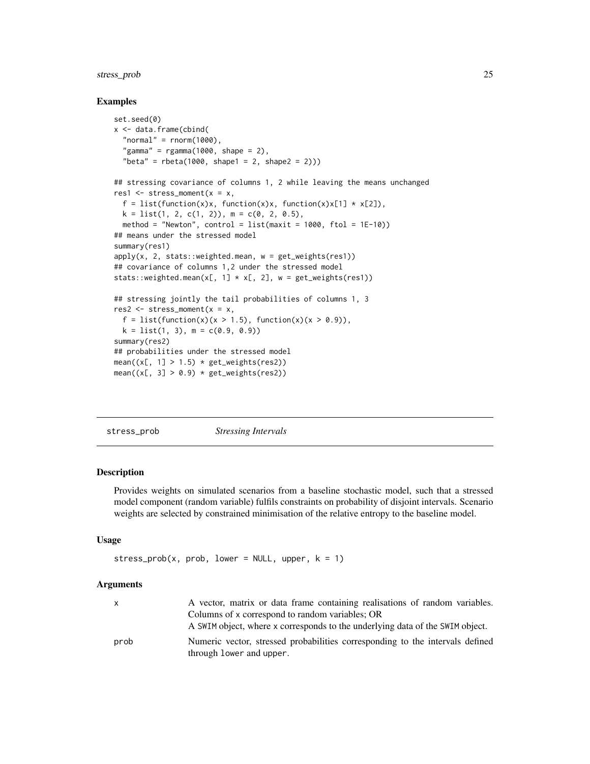## Examples

```
set.seed(0)
x <- data.frame(cbind(
  "normal" = rnorm(1000),
  "gamma" = rgamma(1000, shape = 2),
  "beta" = rbeta(1000, shape1 = 2, shape2 = 2)))

## stressing covariance of columns 1, 2 while leaving the means unchanged
res1 <- stress_moment(x = x,
  f = list(function(x)x, function(x)x, function(x)x[1] * x[2]),
  k = list(1, 2, c(1, 2)), m = c(0, 2, 0.5),
  method = "Newton", control = list(maxit = 1000, ftol = 1E-10))
## means under the stressed model
summary(res1)
apply(x, 2, stats::weighted.mean, w = get_weights(res1))
## covariance of columns 1,2 under the stressed model
stats::weighted.mean(x[, 1] * x[, 2], w = get_weights(res1))

## stressing jointly the tail probabilities of columns 1, 3
res2 <- stress_moment(x = x,
  f = list(function(x)(x > 1.5), function(x)(x > 0.9)),
  k = list(1, 3), m = c(0.9, 0.9))
summary(res2)
## probabilities under the stressed model
mean((x[, 1] > 1.5) * get_weights(res2))
mean((x[, 3] > 0.9) * get_weights(res2))
```

---

# `stress_prob` *Stressing Intervals*

---

## Description

Provides weights on simulated scenarios from a baseline stochastic model, such that a stressed model component (random variable) fulfils constraints on probability of disjoint intervals. Scenario weights are selected by constrained minimisation of the relative entropy to the baseline model.

## Usage

```
stress_prob(x, prob, lower = NULL, upper, k = 1)
```

## Arguments

| | |
|---|---|
| `x` | A vector, matrix or data frame containing realisations of random variables. Columns of `x` correspond to random variables; OR<br>A `SWIM` object, where `x` corresponds to the underlying data of the `SWIM` object. |
| `prob` | Numeric vector, stressed probabilities corresponding to the intervals defined through `lower` and `upper`. |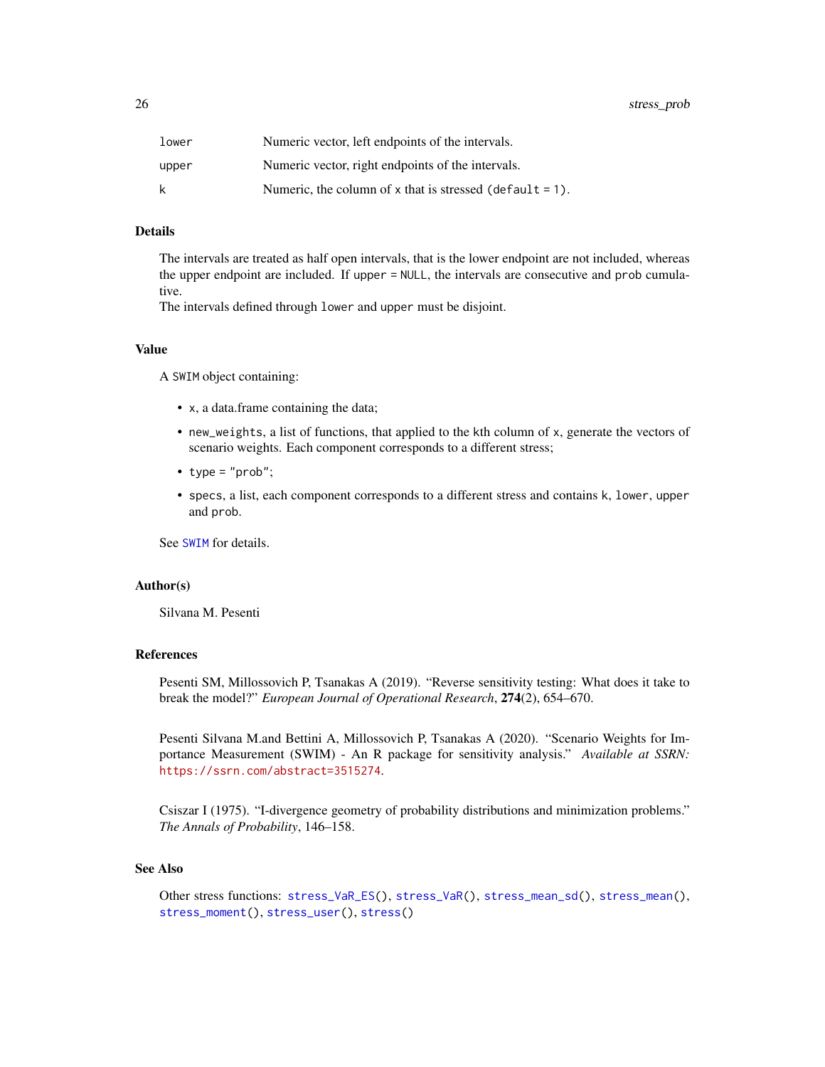| | |
|---|---|
| `lower` | Numeric vector, left endpoints of the intervals. |
| `upper` | Numeric vector, right endpoints of the intervals. |
| `k` | Numeric, the column of `x` that is stressed (`default = 1`). |

## Details

The intervals are treated as half open intervals, that is the lower endpoint are not included, whereas the upper endpoint are included. If `upper = NULL`, the intervals are consecutive and `prob` cumulative.

The intervals defined through `lower` and `upper` must be disjoint.

## Value

A `SWIM` object containing:

- `x`, a data.frame containing the data;
- `new_weights`, a list of functions, that applied to the kth column of `x`, generate the vectors of scenario weights. Each component corresponds to a different stress;
- `type = "prob"`;
- `specs`, a list, each component corresponds to a different stress and contains `k`, `lower`, `upper` and `prob`.

See `SWIM` for details.

## Author(s)

Silvana M. Pesenti

## References

Pesenti SM, Millossovich P, Tsanakas A (2019). "Reverse sensitivity testing: What does it take to break the model?" *European Journal of Operational Research*, **274**(2), 654–670.

Pesenti Silvana M.and Bettini A, Millossovich P, Tsanakas A (2020). "Scenario Weights for Importance Measurement (SWIM) - An R package for sensitivity analysis." *Available at SSRN:* https://ssrn.com/abstract=3515274.

Csiszar I (1975). "I-divergence geometry of probability distributions and minimization problems." *The Annals of Probability*, 146–158.

## See Also

Other stress functions: `stress_VaR_ES()`, `stress_VaR()`, `stress_mean_sd()`, `stress_mean()`, `stress_moment()`, `stress_user()`, `stress()`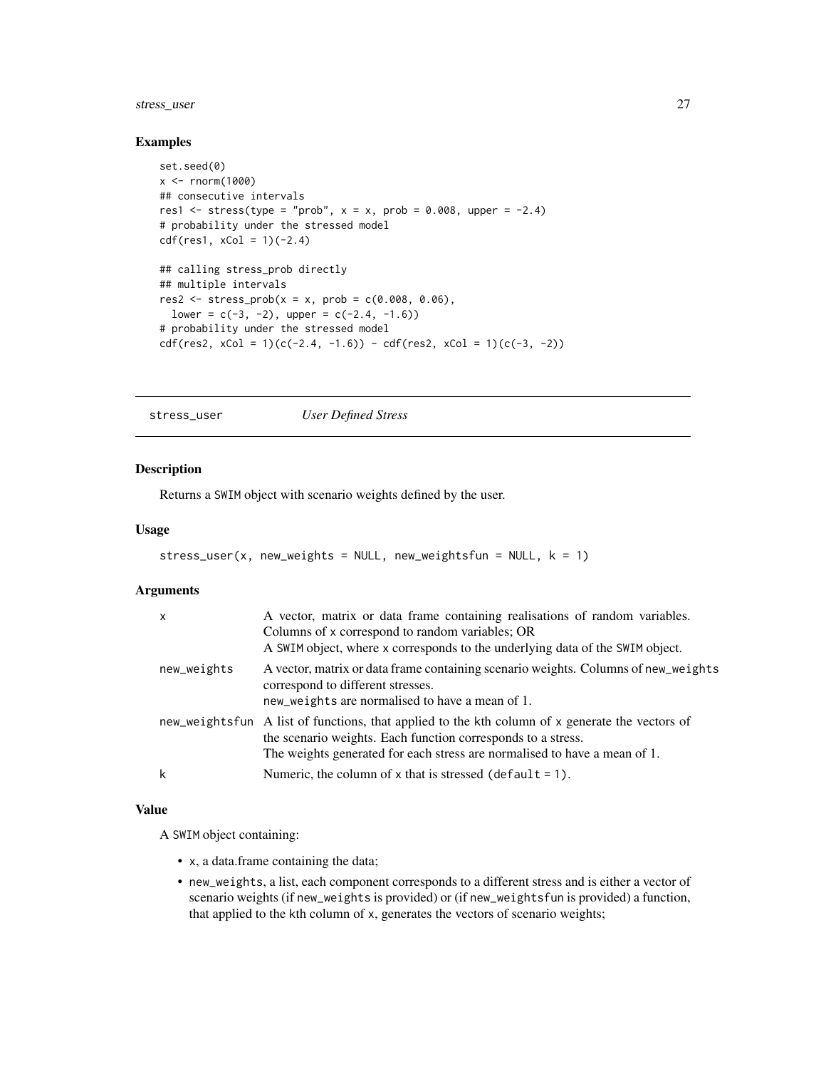## Examples

```
set.seed(0)
x <- rnorm(1000)
## consecutive intervals
res1 <- stress(type = "prob", x = x, prob = 0.008, upper = -2.4)
# probability under the stressed model
cdf(res1, xCol = 1)(-2.4)

## calling stress_prob directly
## multiple intervals
res2 <- stress_prob(x = x, prob = c(0.008, 0.06),
  lower = c(-3, -2), upper = c(-2.4, -1.6))
# probability under the stressed model
cdf(res2, xCol = 1)(c(-2.4, -1.6)) - cdf(res2, xCol = 1)(c(-3, -2))
```

---

# stress_user — *User Defined Stress*

## Description

Returns a SWIM object with scenario weights defined by the user.

## Usage

```
stress_user(x, new_weights = NULL, new_weightsfun = NULL, k = 1)
```

## Arguments

| | |
|---|---|
| x | A vector, matrix or data frame containing realisations of random variables. Columns of x correspond to random variables; OR<br>A SWIM object, where x corresponds to the underlying data of the SWIM object. |
| new_weights | A vector, matrix or data frame containing scenario weights. Columns of new_weights correspond to different stresses.<br>new_weights are normalised to have a mean of 1. |
| new_weightsfun | A list of functions, that applied to the kth column of x generate the vectors of the scenario weights. Each function corresponds to a stress.<br>The weights generated for each stress are normalised to have a mean of 1. |
| k | Numeric, the column of x that is stressed (default = 1). |

## Value

A SWIM object containing:

- x, a data.frame containing the data;
- new_weights, a list, each component corresponds to a different stress and is either a vector of scenario weights (if new_weights is provided) or (if new_weightsfun is provided) a function, that applied to the kth column of x, generates the vectors of scenario weights;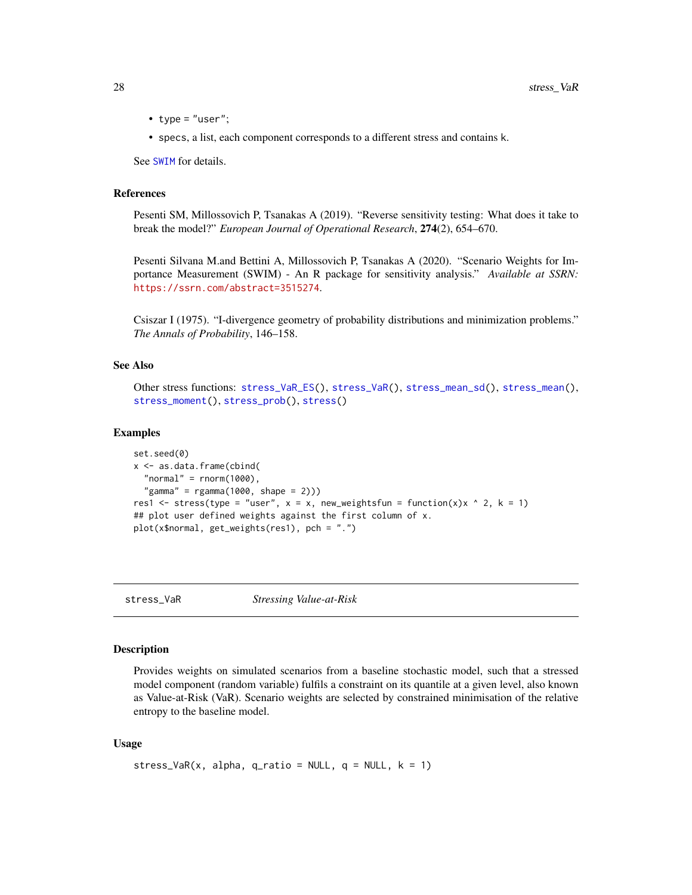- type = "user";
- specs, a list, each component corresponds to a different stress and contains k.

See SWIM for details.

### References

Pesenti SM, Millossovich P, Tsanakas A (2019). "Reverse sensitivity testing: What does it take to break the model?" *European Journal of Operational Research*, **274**(2), 654–670.

Pesenti Silvana M.and Bettini A, Millossovich P, Tsanakas A (2020). "Scenario Weights for Importance Measurement (SWIM) - An R package for sensitivity analysis." *Available at SSRN: https://ssrn.com/abstract=3515274*.

Csiszar I (1975). "I-divergence geometry of probability distributions and minimization problems." *The Annals of Probability*, 146–158.

### See Also

Other stress functions: stress_VaR_ES(), stress_VaR(), stress_mean_sd(), stress_mean(), stress_moment(), stress_prob(), stress()

### Examples

```
set.seed(0)
x <- as.data.frame(cbind(
  "normal" = rnorm(1000),
  "gamma" = rgamma(1000, shape = 2)))
res1 <- stress(type = "user", x = x, new_weightsfun = function(x)x ^ 2, k = 1)
## plot user defined weights against the first column of x.
plot(x$normal, get_weights(res1), pch = ".")
```

---

## stress_VaR — *Stressing Value-at-Risk*

### Description

Provides weights on simulated scenarios from a baseline stochastic model, such that a stressed model component (random variable) fulfils a constraint on its quantile at a given level, also known as Value-at-Risk (VaR). Scenario weights are selected by constrained minimisation of the relative entropy to the baseline model.

### Usage

```
stress_VaR(x, alpha, q_ratio = NULL, q = NULL, k = 1)
```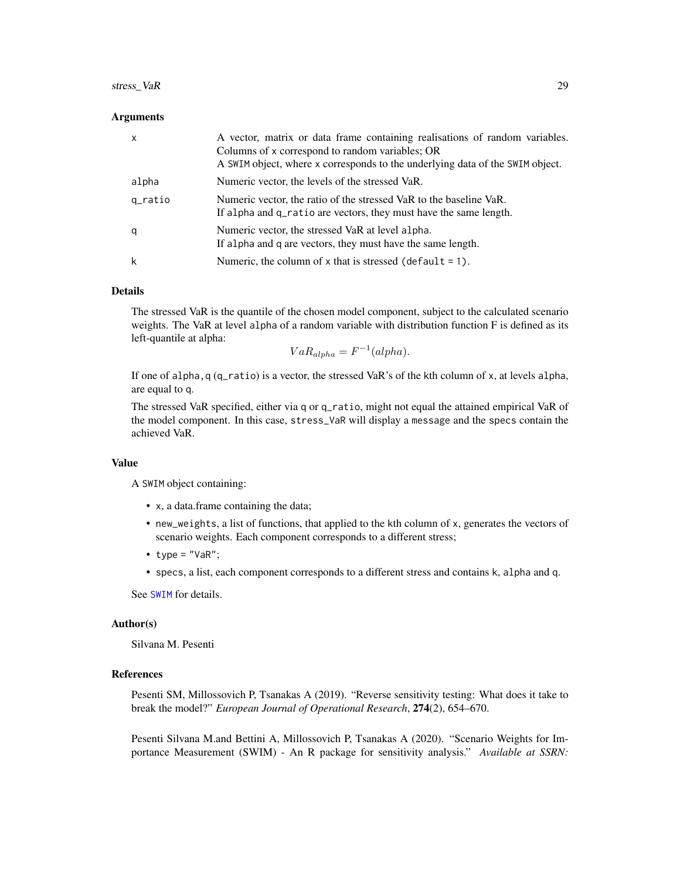## Arguments

| | |
|---|---|
| x | A vector, matrix or data frame containing realisations of random variables. Columns of x correspond to random variables; OR<br>A SWIM object, where x corresponds to the underlying data of the SWIM object. |
| alpha | Numeric vector, the levels of the stressed VaR. |
| q_ratio | Numeric vector, the ratio of the stressed VaR to the baseline VaR.<br>If alpha and q_ratio are vectors, they must have the same length. |
| q | Numeric vector, the stressed VaR at level alpha.<br>If alpha and q are vectors, they must have the same length. |
| k | Numeric, the column of x that is stressed (default = 1). |

## Details

The stressed VaR is the quantile of the chosen model component, subject to the calculated scenario weights. The VaR at level alpha of a random variable with distribution function F is defined as its left-quantile at alpha:

$$VaR_{alpha} = F^{-1}(alpha).$$

If one of alpha,q (q_ratio) is a vector, the stressed VaR's of the kth column of x, at levels alpha, are equal to q.

The stressed VaR specified, either via q or q_ratio, might not equal the attained empirical VaR of the model component. In this case, stress_VaR will display a message and the specs contain the achieved VaR.

## Value

A SWIM object containing:

- x, a data.frame containing the data;
- new_weights, a list of functions, that applied to the kth column of x, generates the vectors of scenario weights. Each component corresponds to a different stress;
- type = "VaR";
- specs, a list, each component corresponds to a different stress and contains k, alpha and q.

See SWIM for details.

## Author(s)

Silvana M. Pesenti

## References

Pesenti SM, Millossovich P, Tsanakas A (2019). "Reverse sensitivity testing: What does it take to break the model?" *European Journal of Operational Research*, **274**(2), 654–670.

Pesenti Silvana M.and Bettini A, Millossovich P, Tsanakas A (2020). "Scenario Weights for Importance Measurement (SWIM) - An R package for sensitivity analysis." *Available at SSRN:*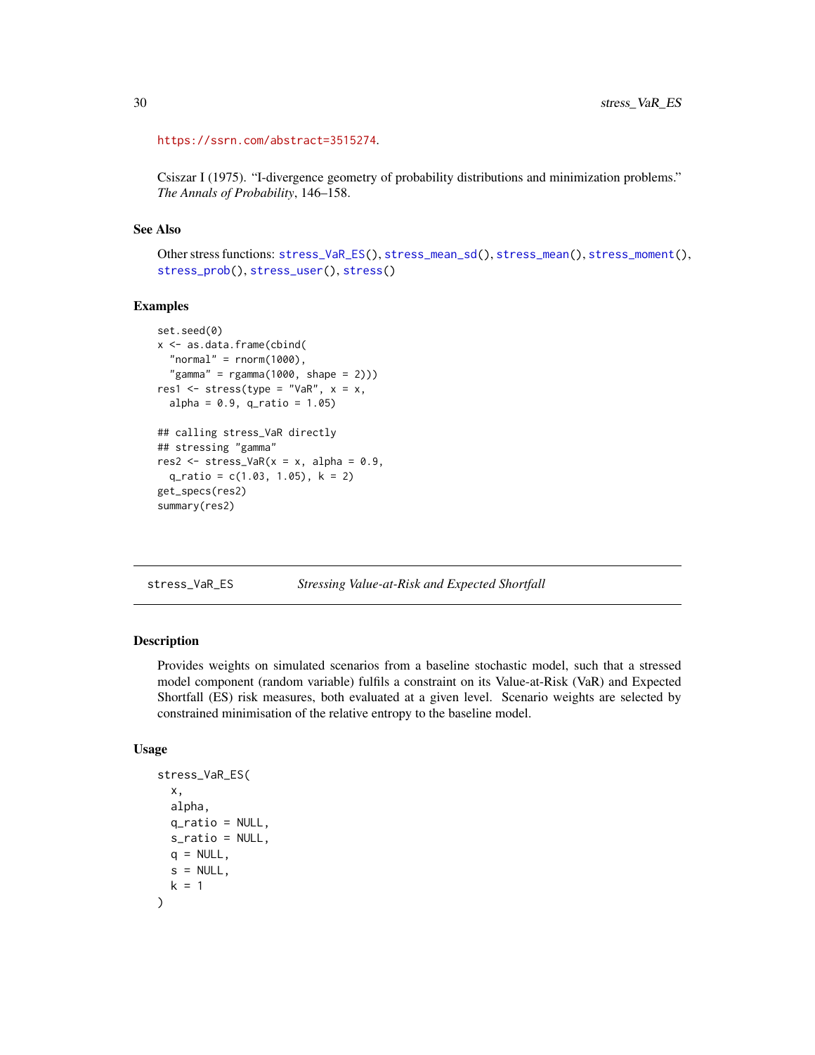https://ssrn.com/abstract=3515274.

Csiszar I (1975). "I-divergence geometry of probability distributions and minimization problems." *The Annals of Probability*, 146–158.

### See Also

Other stress functions: stress_VaR_ES(), stress_mean_sd(), stress_mean(), stress_moment(), stress_prob(), stress_user(), stress()

### Examples

```
set.seed(0)
x <- as.data.frame(cbind(
  "normal" = rnorm(1000),
  "gamma" = rgamma(1000, shape = 2)))
res1 <- stress(type = "VaR", x = x,
  alpha = 0.9, q_ratio = 1.05)

## calling stress_VaR directly
## stressing "gamma"
res2 <- stress_VaR(x = x, alpha = 0.9,
  q_ratio = c(1.03, 1.05), k = 2)
get_specs(res2)
summary(res2)
```

---

## stress_VaR_ES — *Stressing Value-at-Risk and Expected Shortfall*

### Description

Provides weights on simulated scenarios from a baseline stochastic model, such that a stressed model component (random variable) fulfils a constraint on its Value-at-Risk (VaR) and Expected Shortfall (ES) risk measures, both evaluated at a given level. Scenario weights are selected by constrained minimisation of the relative entropy to the baseline model.

### Usage

```
stress_VaR_ES(
  x,
  alpha,
  q_ratio = NULL,
  s_ratio = NULL,
  q = NULL,
  s = NULL,
  k = 1
)
```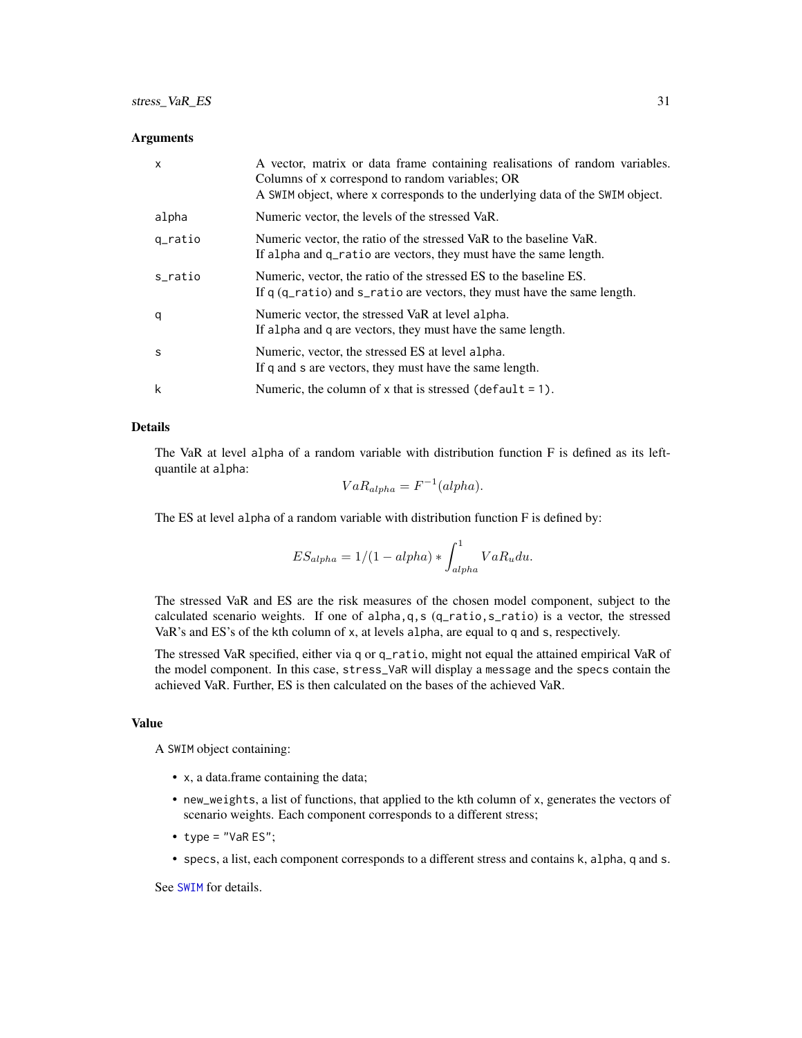### Arguments

| | |
|---|---|
| `x` | A vector, matrix or data frame containing realisations of random variables. Columns of `x` correspond to random variables; OR<br>A `SWIM` object, where `x` corresponds to the underlying data of the `SWIM` object. |
| `alpha` | Numeric vector, the levels of the stressed VaR. |
| `q_ratio` | Numeric vector, the ratio of the stressed VaR to the baseline VaR.<br>If `alpha` and `q_ratio` are vectors, they must have the same length. |
| `s_ratio` | Numeric, vector, the ratio of the stressed ES to the baseline ES.<br>If `q` (`q_ratio`) and `s_ratio` are vectors, they must have the same length. |
| `q` | Numeric vector, the stressed VaR at level `alpha`.<br>If `alpha` and `q` are vectors, they must have the same length. |
| `s` | Numeric, vector, the stressed ES at level `alpha`.<br>If `q` and `s` are vectors, they must have the same length. |
| `k` | Numeric, the column of `x` that is stressed (`default = 1`). |

### Details

The VaR at level `alpha` of a random variable with distribution function F is defined as its left-quantile at `alpha`:

$$VaR_{alpha} = F^{-1}(alpha).$$

The ES at level `alpha` of a random variable with distribution function F is defined by:

$$ES_{alpha} = 1/(1 - alpha) * \int_{alpha}^{1} VaR_u du.$$

The stressed VaR and ES are the risk measures of the chosen model component, subject to the calculated scenario weights. If one of `alpha,q,s` (`q_ratio,s_ratio`) is a vector, the stressed VaR's and ES's of the kth column of `x`, at levels `alpha`, are equal to `q` and `s`, respectively.

The stressed VaR specified, either via `q` or `q_ratio`, might not equal the attained empirical VaR of the model component. In this case, `stress_VaR` will display a `message` and the `specs` contain the achieved VaR. Further, ES is then calculated on the bases of the achieved VaR.

### Value

A `SWIM` object containing:

- `x`, a data.frame containing the data;
- `new_weights`, a list of functions, that applied to the kth column of `x`, generates the vectors of scenario weights. Each component corresponds to a different stress;
- `type = "VaR ES"`;
- `specs`, a list, each component corresponds to a different stress and contains `k`, `alpha`, `q` and `s`.

See `SWIM` for details.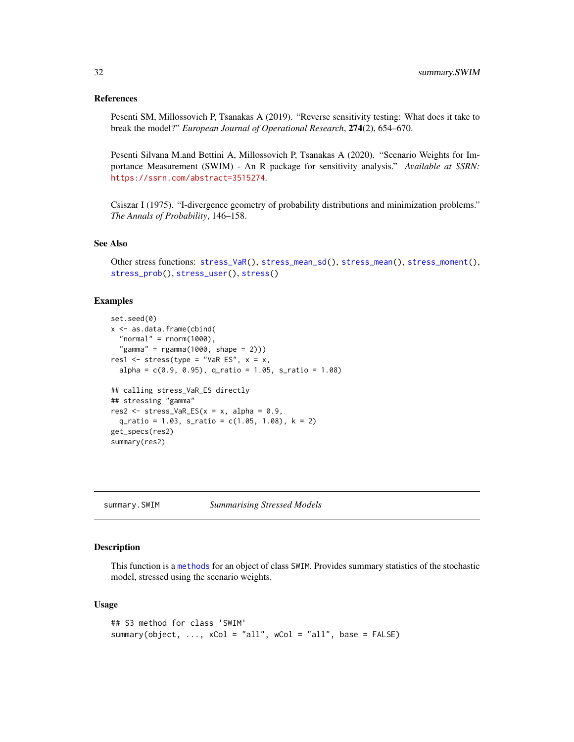### References

Pesenti SM, Millossovich P, Tsanakas A (2019). "Reverse sensitivity testing: What does it take to break the model?" *European Journal of Operational Research*, **274**(2), 654–670.

Pesenti Silvana M.and Bettini A, Millossovich P, Tsanakas A (2020). "Scenario Weights for Importance Measurement (SWIM) - An R package for sensitivity analysis." *Available at SSRN:* https://ssrn.com/abstract=3515274.

Csiszar I (1975). "I-divergence geometry of probability distributions and minimization problems." *The Annals of Probability*, 146–158.

### See Also

Other stress functions: `stress_VaR()`, `stress_mean_sd()`, `stress_mean()`, `stress_moment()`, `stress_prob()`, `stress_user()`, `stress()`

### Examples

```
set.seed(0)
x <- as.data.frame(cbind(
  "normal" = rnorm(1000),
  "gamma" = rgamma(1000, shape = 2)))
res1 <- stress(type = "VaR ES", x = x,
  alpha = c(0.9, 0.95), q_ratio = 1.05, s_ratio = 1.08)

## calling stress_VaR_ES directly
## stressing "gamma"
res2 <- stress_VaR_ES(x = x, alpha = 0.9,
  q_ratio = 1.03, s_ratio = c(1.05, 1.08), k = 2)
get_specs(res2)
summary(res2)
```

---

## summary.SWIM — *Summarising Stressed Models*

### Description

This function is a `methods` for an object of class `SWIM`. Provides summary statistics of the stochastic model, stressed using the scenario weights.

### Usage

```
## S3 method for class 'SWIM'
summary(object, ..., xCol = "all", wCol = "all", base = FALSE)
```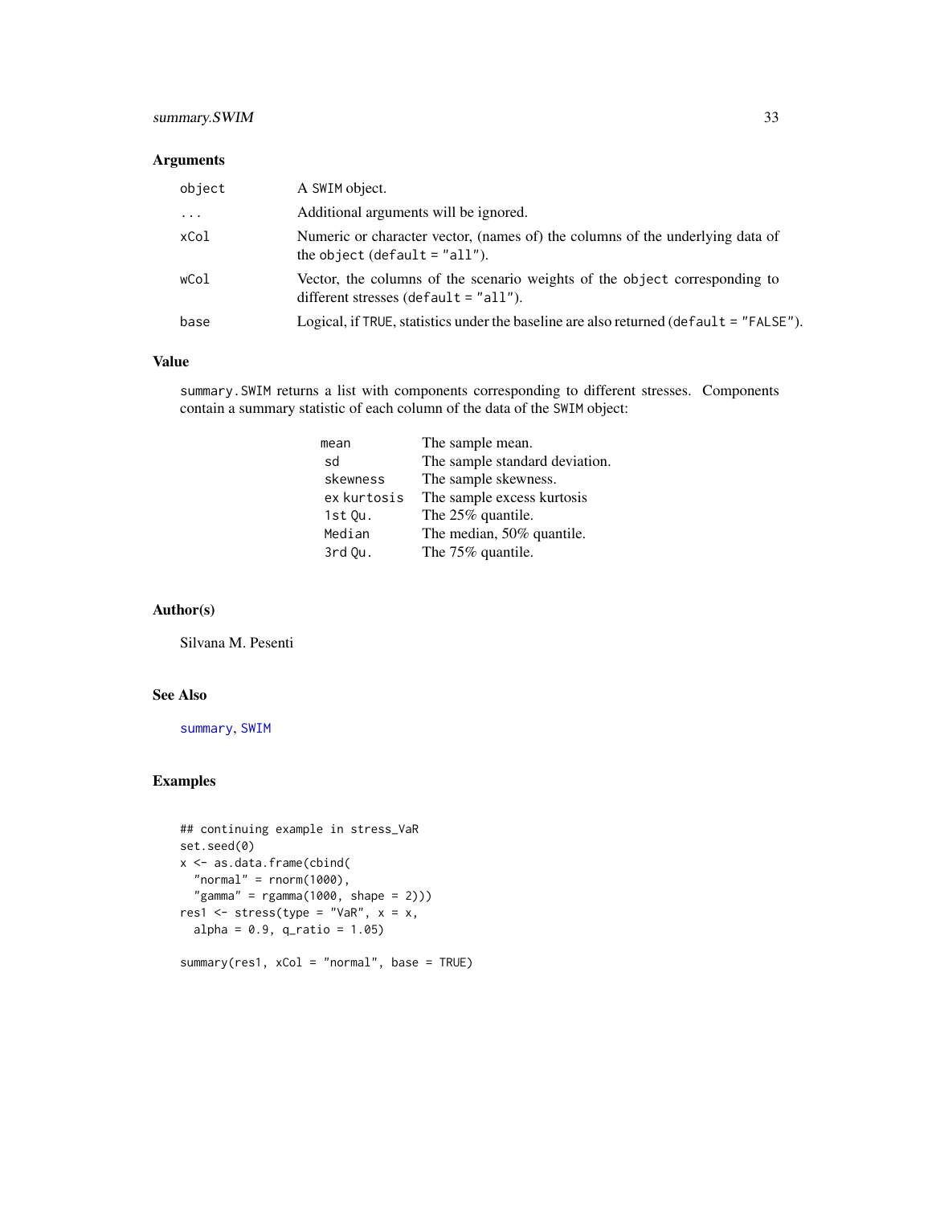## Arguments

| | |
|---|---|
| object | A SWIM object. |
| ... | Additional arguments will be ignored. |
| xCol | Numeric or character vector, (names of) the columns of the underlying data of the object (default = "all"). |
| wCol | Vector, the columns of the scenario weights of the object corresponding to different stresses (default = "all"). |
| base | Logical, if TRUE, statistics under the baseline are also returned (default = "FALSE"). |

## Value

summary.SWIM returns a list with components corresponding to different stresses. Components contain a summary statistic of each column of the data of the SWIM object:

| | |
|---|---|
| mean | The sample mean. |
| sd | The sample standard deviation. |
| skewness | The sample skewness. |
| ex kurtosis | The sample excess kurtosis |
| 1st Qu. | The 25% quantile. |
| Median | The median, 50% quantile. |
| 3rd Qu. | The 75% quantile. |

## Author(s)

Silvana M. Pesenti

## See Also

summary, SWIM

## Examples

```
## continuing example in stress_VaR
set.seed(0)
x <- as.data.frame(cbind(
  "normal" = rnorm(1000),
  "gamma" = rgamma(1000, shape = 2)))
res1 <- stress(type = "VaR", x = x,
  alpha = 0.9, q_ratio = 1.05)

summary(res1, xCol = "normal", base = TRUE)
```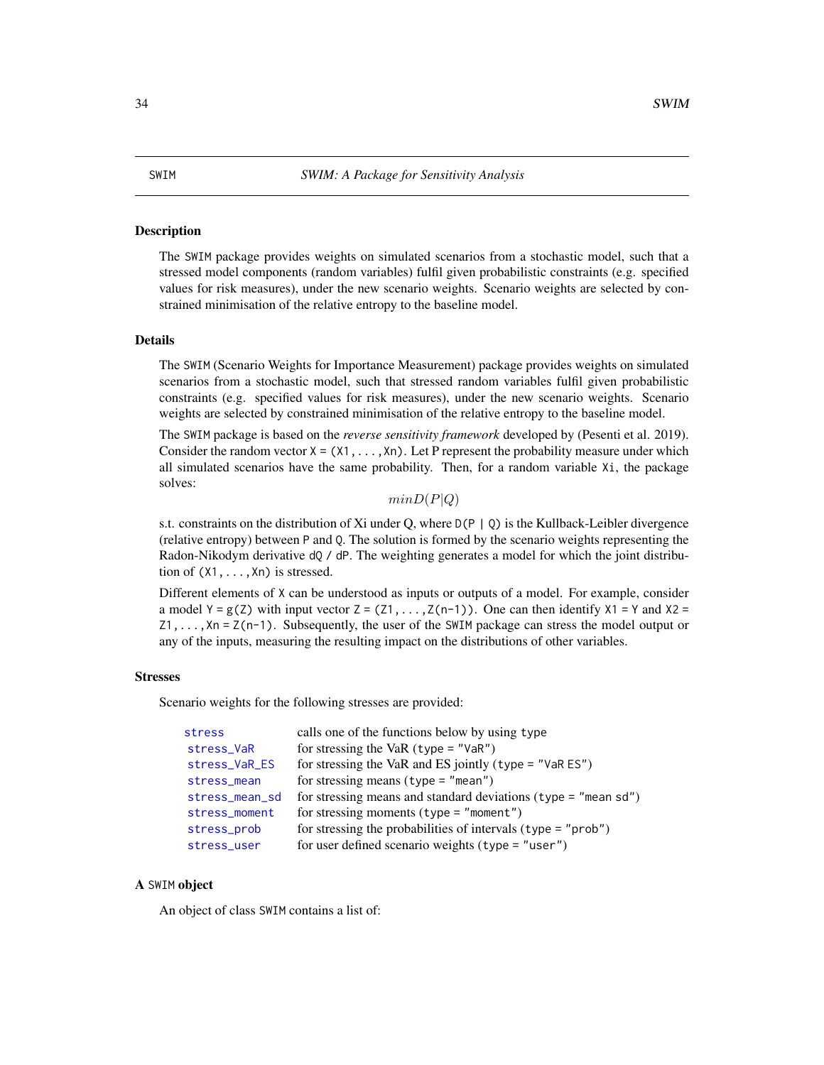## SWIM — *SWIM: A Package for Sensitivity Analysis*

### Description

The SWIM package provides weights on simulated scenarios from a stochastic model, such that a stressed model components (random variables) fulfil given probabilistic constraints (e.g. specified values for risk measures), under the new scenario weights. Scenario weights are selected by constrained minimisation of the relative entropy to the baseline model.

### Details

The SWIM (Scenario Weights for Importance Measurement) package provides weights on simulated scenarios from a stochastic model, such that stressed random variables fulfil given probabilistic constraints (e.g. specified values for risk measures), under the new scenario weights. Scenario weights are selected by constrained minimisation of the relative entropy to the baseline model.

The SWIM package is based on the *reverse sensitivity framework* developed by (Pesenti et al. 2019). Consider the random vector `X = (X1,...,Xn)`. Let P represent the probability measure under which all simulated scenarios have the same probability. Then, for a random variable `Xi`, the package solves:

$$min D(P|Q)$$

s.t. constraints on the distribution of Xi under Q, where `D(P | Q)` is the Kullback-Leibler divergence (relative entropy) between `P` and `Q`. The solution is formed by the scenario weights representing the Radon-Nikodym derivative `dQ / dP`. The weighting generates a model for which the joint distribution of `(X1,...,Xn)` is stressed.

Different elements of `X` can be understood as inputs or outputs of a model. For example, consider a model `Y = g(Z)` with input vector `Z = (Z1,...,Z(n-1))`. One can then identify `X1 = Y` and `X2 = Z1,...,Xn = Z(n-1)`. Subsequently, the user of the SWIM package can stress the model output or any of the inputs, measuring the resulting impact on the distributions of other variables.

### Stresses

Scenario weights for the following stresses are provided:

| | |
|---|---|
| `stress` | calls one of the functions below by using `type` |
| `stress_VaR` | for stressing the VaR (`type = "VaR"`) |
| `stress_VaR_ES` | for stressing the VaR and ES jointly (`type = "VaR ES"`) |
| `stress_mean` | for stressing means (`type = "mean"`) |
| `stress_mean_sd` | for stressing means and standard deviations (`type = "mean sd"`) |
| `stress_moment` | for stressing moments (`type = "moment"`) |
| `stress_prob` | for stressing the probabilities of intervals (`type = "prob"`) |
| `stress_user` | for user defined scenario weights (`type = "user"`) |

### A SWIM object

An object of class SWIM contains a list of: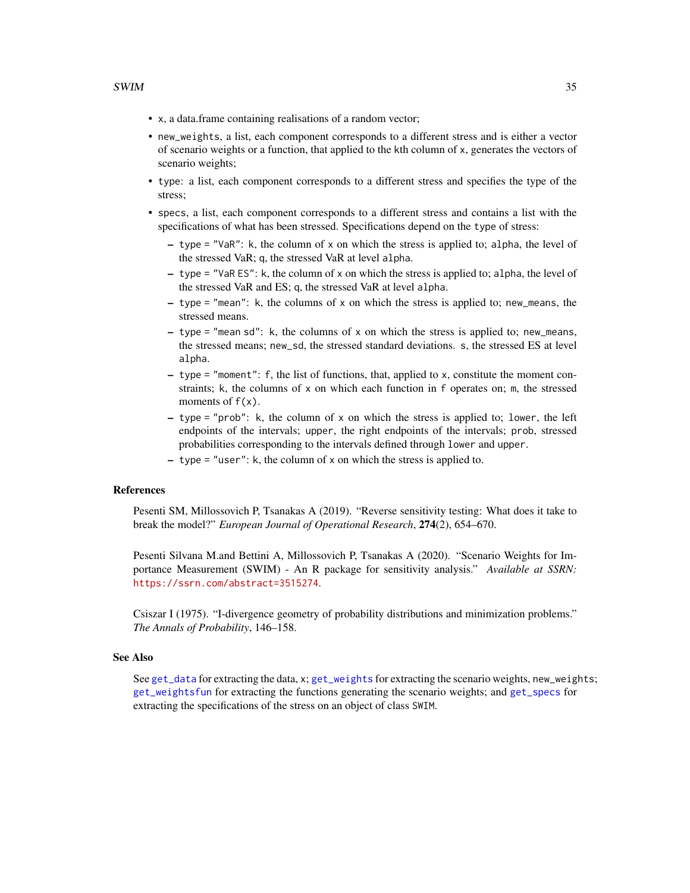- `x`, a data.frame containing realisations of a random vector;
- `new_weights`, a list, each component corresponds to a different stress and is either a vector of scenario weights or a function, that applied to the kth column of `x`, generates the vectors of scenario weights;
- `type`: a list, each component corresponds to a different stress and specifies the type of the stress;
- `specs`, a list, each component corresponds to a different stress and contains a list with the specifications of what has been stressed. Specifications depend on the `type` of stress:
  - `type = "VaR"`: `k`, the column of `x` on which the stress is applied to; `alpha`, the level of the stressed VaR; `q`, the stressed VaR at level `alpha`.
  - `type = "VaR ES"`: `k`, the column of `x` on which the stress is applied to; `alpha`, the level of the stressed VaR and ES; `q`, the stressed VaR at level `alpha`.
  - `type = "mean"`: `k`, the columns of `x` on which the stress is applied to; `new_means`, the stressed means.
  - `type = "mean sd"`: `k`, the columns of `x` on which the stress is applied to; `new_means`, the stressed means; `new_sd`, the stressed standard deviations. `s`, the stressed ES at level `alpha`.
  - `type = "moment"`: `f`, the list of functions, that, applied to `x`, constitute the moment constraints; `k`, the columns of `x` on which each function in `f` operates on; `m`, the stressed moments of `f(x)`.
  - `type = "prob"`: `k`, the column of `x` on which the stress is applied to; `lower`, the left endpoints of the intervals; `upper`, the right endpoints of the intervals; `prob`, stressed probabilities corresponding to the intervals defined through `lower` and `upper`.
  - `type = "user"`: `k`, the column of `x` on which the stress is applied to.

### References

Pesenti SM, Millossovich P, Tsanakas A (2019). "Reverse sensitivity testing: What does it take to break the model?" *European Journal of Operational Research*, **274**(2), 654–670.

Pesenti Silvana M.and Bettini A, Millossovich P, Tsanakas A (2020). "Scenario Weights for Importance Measurement (SWIM) - An R package for sensitivity analysis." *Available at SSRN:* https://ssrn.com/abstract=3515274.

Csiszar I (1975). "I-divergence geometry of probability distributions and minimization problems." *The Annals of Probability*, 146–158.

### See Also

See `get_data` for extracting the data, `x`; `get_weights` for extracting the scenario weights, `new_weights`; `get_weightsfun` for extracting the functions generating the scenario weights; and `get_specs` for extracting the specifications of the stress on an object of class `SWIM`.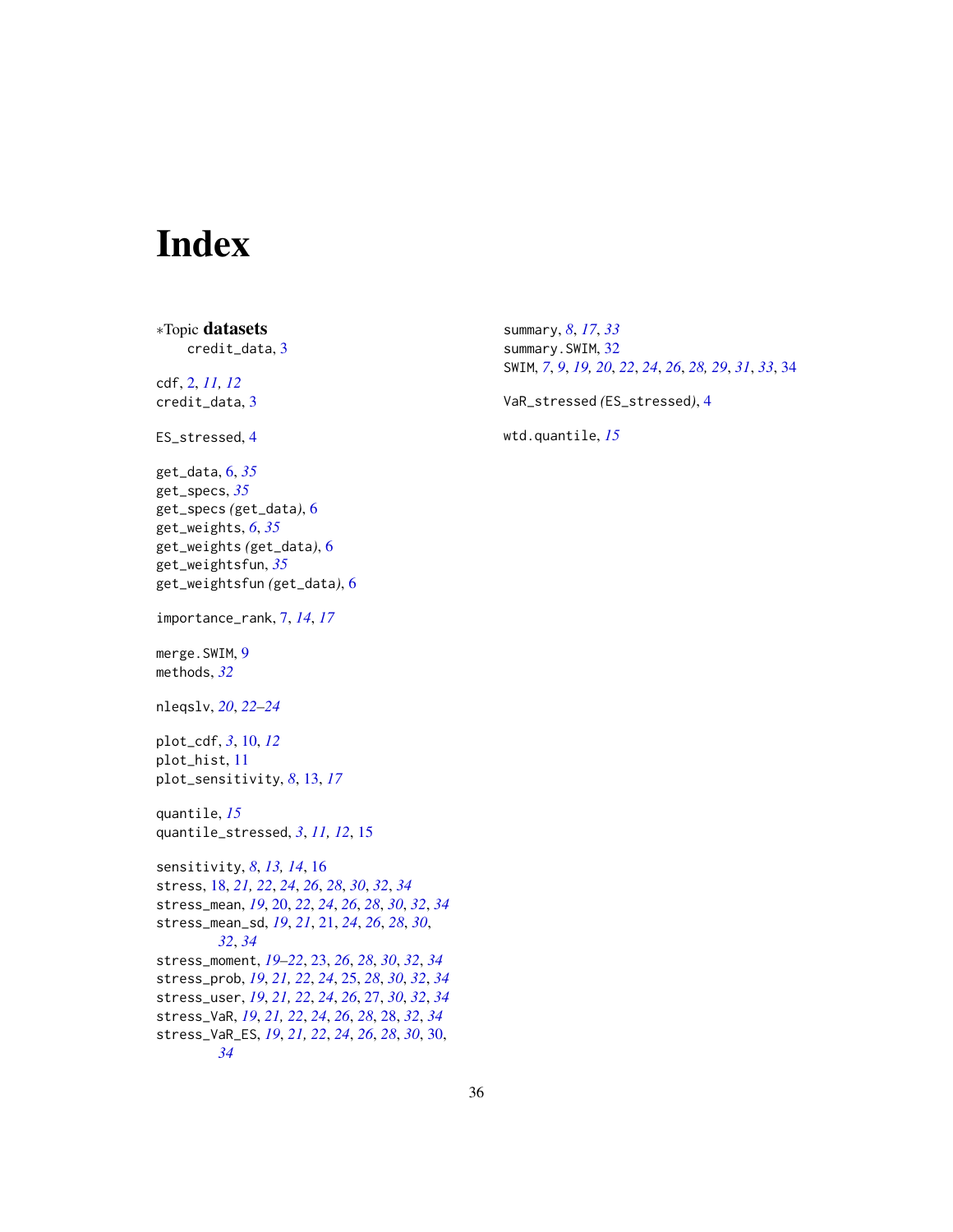# Index

*Topic **datasets**
    credit_data, 3

cdf, 2, *11, 12*
credit_data, 3

ES_stressed, 4

get_data, 6, *35*
get_specs, *35*
get_specs (get_data), 6
get_weights, *6*, *35*
get_weights (get_data), 6
get_weightsfun, *35*
get_weightsfun (get_data), 6

importance_rank, 7, *14*, *17*

merge.SWIM, 9
methods, *32*

nleqslv, *20*, *22–24*

plot_cdf, *3*, 10, *12*
plot_hist, 11
plot_sensitivity, *8*, 13, *17*

quantile, *15*
quantile_stressed, *3*, *11, 12*, 15

sensitivity, *8*, *13, 14*, 16
stress, 18, *21, 22*, *24*, *26*, *28*, *30*, *32*, *34*
stress_mean, *19*, 20, *22*, *24*, *26*, *28*, *30*, *32*, *34*
stress_mean_sd, *19*, *21*, 21, *24*, *26*, *28*, *30*, *32*, *34*
stress_moment, *19–22*, 23, *26*, *28*, *30*, *32*, *34*
stress_prob, *19*, *21, 22*, *24*, 25, *28*, *30*, *32*, *34*
stress_user, *19*, *21, 22*, *24*, *26*, 27, *30*, *32*, *34*
stress_VaR, *19*, *21, 22*, *24*, *26*, *28*, 28, *32*, *34*
stress_VaR_ES, *19*, *21, 22*, *24*, *26*, *28*, *30*, 30, *34*

summary, *8*, *17*, *33*
summary.SWIM, 32
SWIM, *7*, *9*, *19, 20*, *22*, *24*, *26*, *28, 29*, *31*, *33*, 34

VaR_stressed (ES_stressed), 4

wtd.quantile, *15*